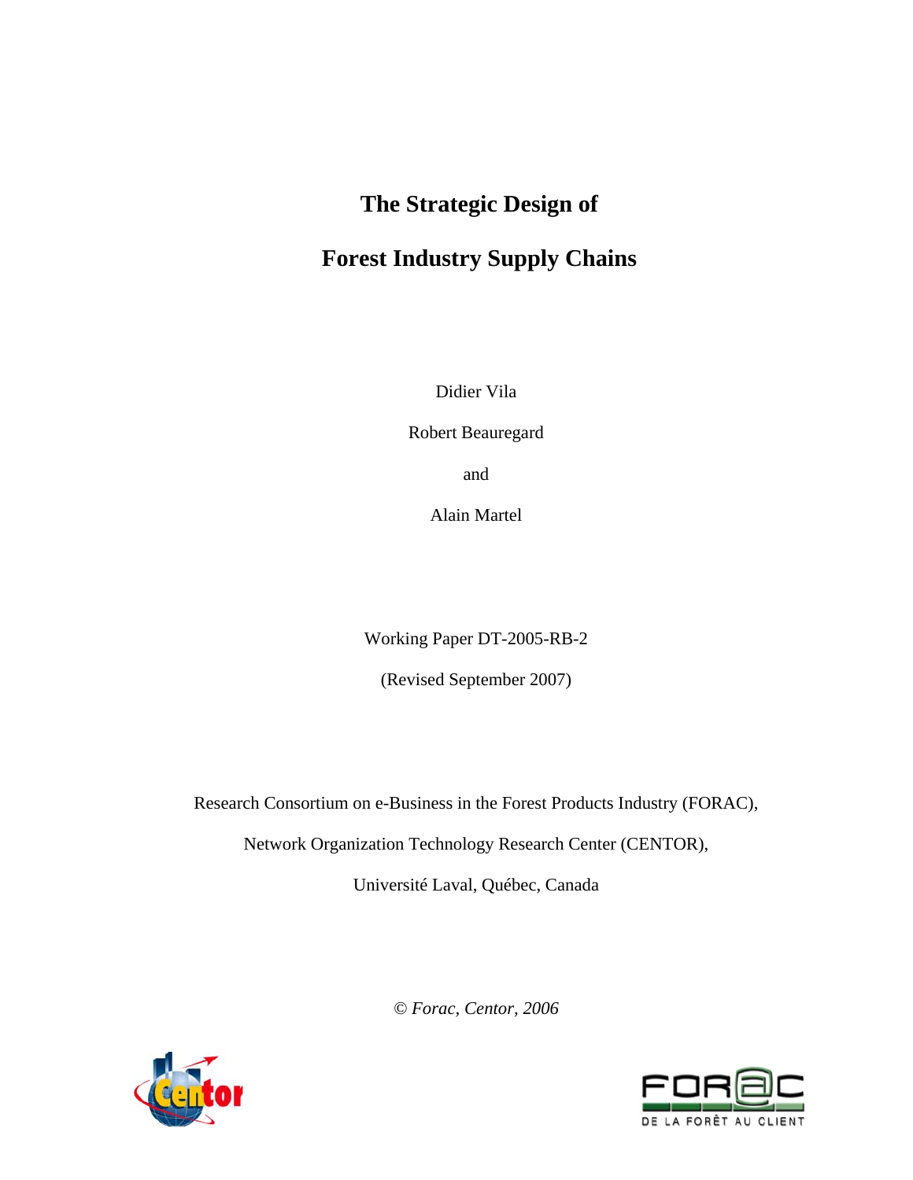# The Strategic Design of Forest Industry Supply Chains

Didier Vila

Robert Beauregard

and

Alain Martel

Working Paper DT-2005-RB-2

(Revised September 2007)

Research Consortium on e-Business in the Forest Products Industry (FORAC),

Network Organization Technology Research Center (CENTOR),

Université Laval, Québec, Canada

*© Forac, Centor, 2006*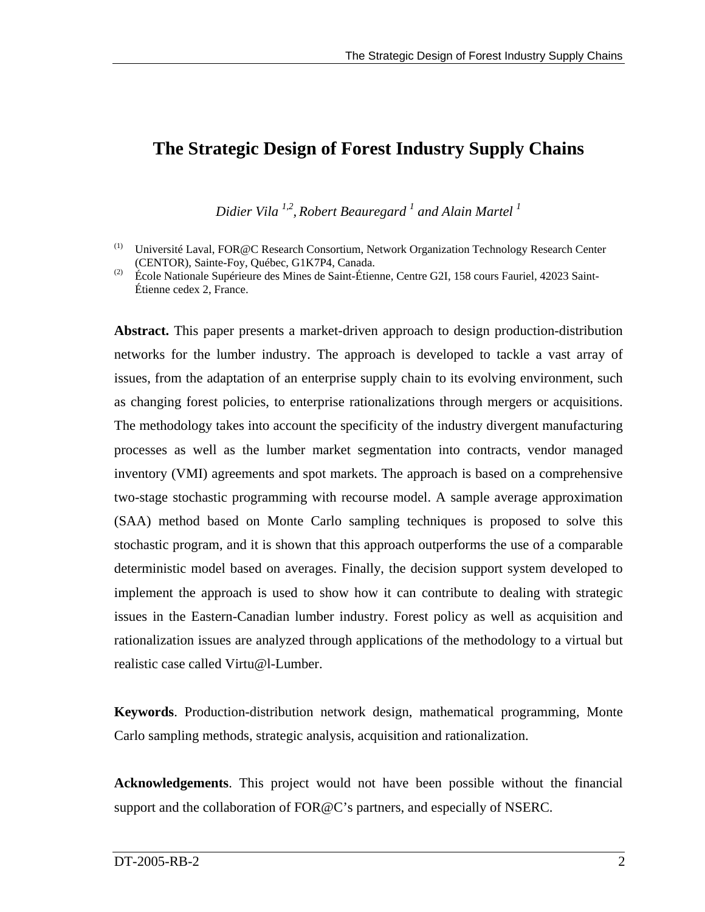# The Strategic Design of Forest Industry Supply Chains

*Didier Vila [1,2], Robert Beauregard [1] and Alain Martel [1]*

(1) Université Laval, FOR@C Research Consortium, Network Organization Technology Research Center (CENTOR), Sainte-Foy, Québec, G1K7P4, Canada.

(2) École Nationale Supérieure des Mines de Saint-Étienne, Centre G2I, 158 cours Fauriel, 42023 Saint-Étienne cedex 2, France.

**Abstract.** This paper presents a market-driven approach to design production-distribution networks for the lumber industry. The approach is developed to tackle a vast array of issues, from the adaptation of an enterprise supply chain to its evolving environment, such as changing forest policies, to enterprise rationalizations through mergers or acquisitions. The methodology takes into account the specificity of the industry divergent manufacturing processes as well as the lumber market segmentation into contracts, vendor managed inventory (VMI) agreements and spot markets. The approach is based on a comprehensive two-stage stochastic programming with recourse model. A sample average approximation (SAA) method based on Monte Carlo sampling techniques is proposed to solve this stochastic program, and it is shown that this approach outperforms the use of a comparable deterministic model based on averages. Finally, the decision support system developed to implement the approach is used to show how it can contribute to dealing with strategic issues in the Eastern-Canadian lumber industry. Forest policy as well as acquisition and rationalization issues are analyzed through applications of the methodology to a virtual but realistic case called Virtu@l-Lumber.

**Keywords**. Production-distribution network design, mathematical programming, Monte Carlo sampling methods, strategic analysis, acquisition and rationalization.

**Acknowledgements**. This project would not have been possible without the financial support and the collaboration of FOR@C's partners, and especially of NSERC.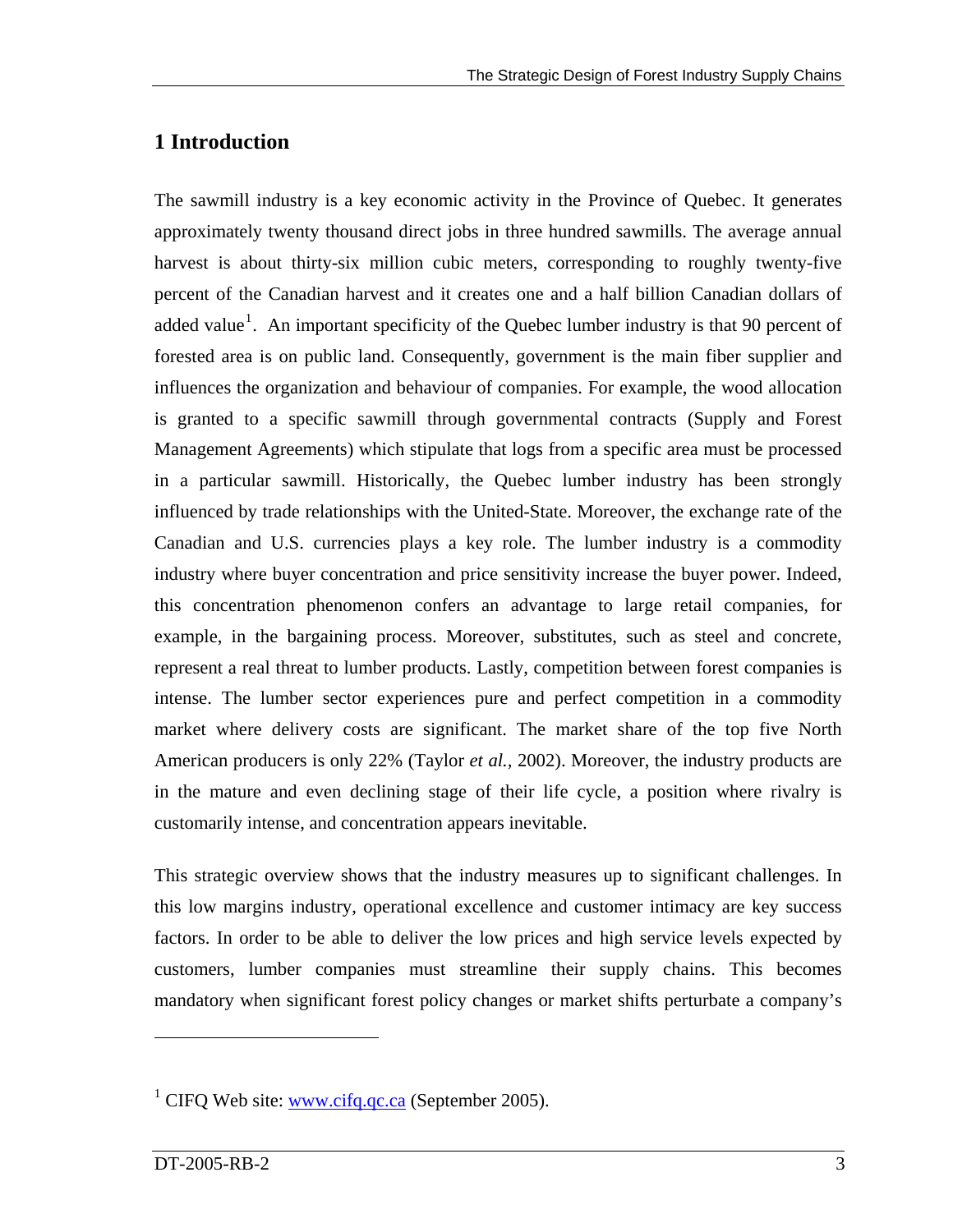# 1 Introduction

The sawmill industry is a key economic activity in the Province of Quebec. It generates approximately twenty thousand direct jobs in three hundred sawmills. The average annual harvest is about thirty-six million cubic meters, corresponding to roughly twenty-five percent of the Canadian harvest and it creates one and a half billion Canadian dollars of added value[1]. An important specificity of the Quebec lumber industry is that 90 percent of forested area is on public land. Consequently, government is the main fiber supplier and influences the organization and behaviour of companies. For example, the wood allocation is granted to a specific sawmill through governmental contracts (Supply and Forest Management Agreements) which stipulate that logs from a specific area must be processed in a particular sawmill. Historically, the Quebec lumber industry has been strongly influenced by trade relationships with the United-State. Moreover, the exchange rate of the Canadian and U.S. currencies plays a key role. The lumber industry is a commodity industry where buyer concentration and price sensitivity increase the buyer power. Indeed, this concentration phenomenon confers an advantage to large retail companies, for example, in the bargaining process. Moreover, substitutes, such as steel and concrete, represent a real threat to lumber products. Lastly, competition between forest companies is intense. The lumber sector experiences pure and perfect competition in a commodity market where delivery costs are significant. The market share of the top five North American producers is only 22% (Taylor *et al.*, 2002). Moreover, the industry products are in the mature and even declining stage of their life cycle, a position where rivalry is customarily intense, and concentration appears inevitable.

This strategic overview shows that the industry measures up to significant challenges. In this low margins industry, operational excellence and customer intimacy are key success factors. In order to be able to deliver the low prices and high service levels expected by customers, lumber companies must streamline their supply chains. This becomes mandatory when significant forest policy changes or market shifts perturbate a company's

[1] CIFQ Web site: www.cifq.qc.ca (September 2005).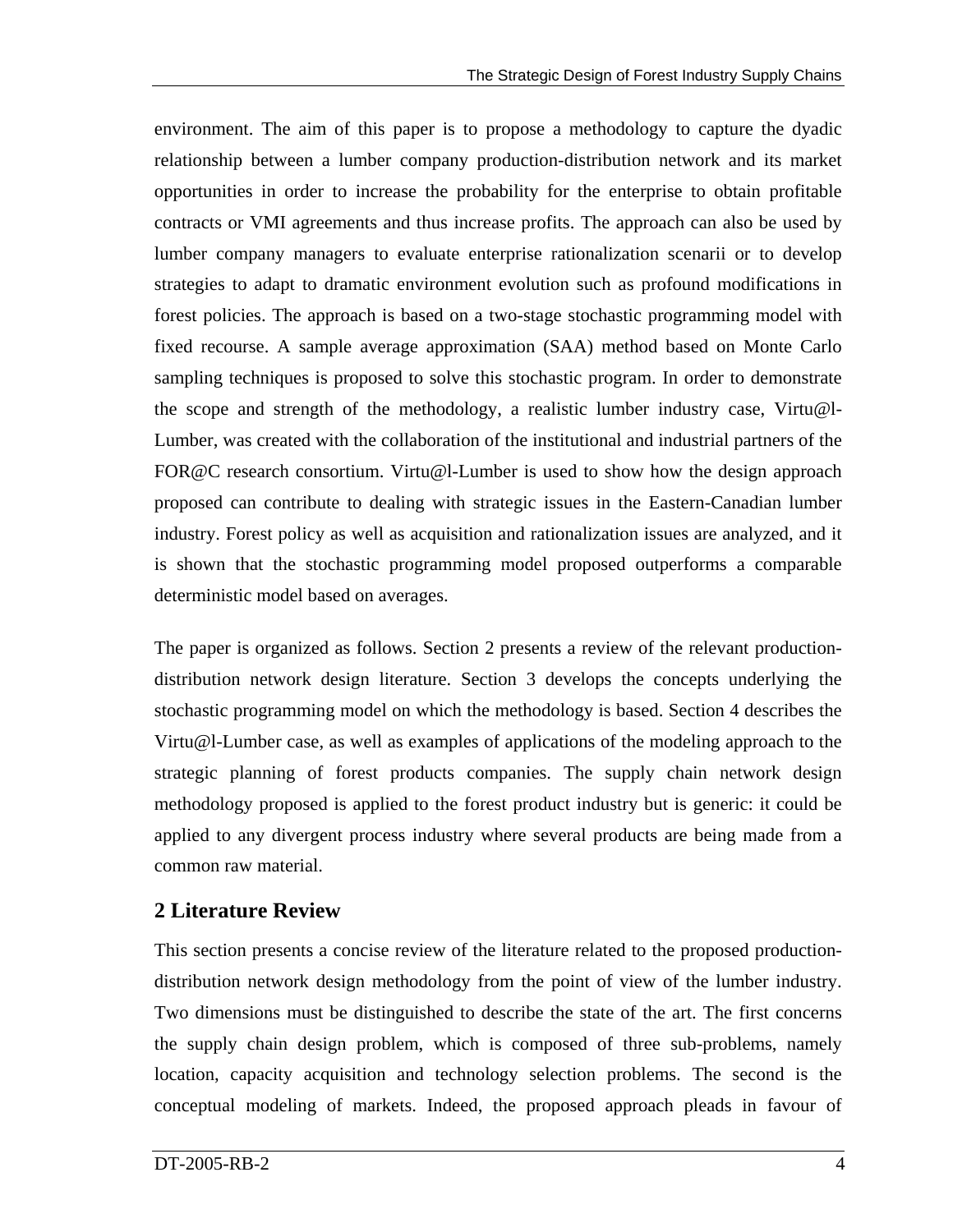environment. The aim of this paper is to propose a methodology to capture the dyadic relationship between a lumber company production-distribution network and its market opportunities in order to increase the probability for the enterprise to obtain profitable contracts or VMI agreements and thus increase profits. The approach can also be used by lumber company managers to evaluate enterprise rationalization scenarii or to develop strategies to adapt to dramatic environment evolution such as profound modifications in forest policies. The approach is based on a two-stage stochastic programming model with fixed recourse. A sample average approximation (SAA) method based on Monte Carlo sampling techniques is proposed to solve this stochastic program. In order to demonstrate the scope and strength of the methodology, a realistic lumber industry case, Virtu@l-Lumber, was created with the collaboration of the institutional and industrial partners of the FOR@C research consortium. Virtu@l-Lumber is used to show how the design approach proposed can contribute to dealing with strategic issues in the Eastern-Canadian lumber industry. Forest policy as well as acquisition and rationalization issues are analyzed, and it is shown that the stochastic programming model proposed outperforms a comparable deterministic model based on averages.

The paper is organized as follows. Section 2 presents a review of the relevant production-distribution network design literature. Section 3 develops the concepts underlying the stochastic programming model on which the methodology is based. Section 4 describes the Virtu@l-Lumber case, as well as examples of applications of the modeling approach to the strategic planning of forest products companies. The supply chain network design methodology proposed is applied to the forest product industry but is generic: it could be applied to any divergent process industry where several products are being made from a common raw material.

## 2 Literature Review

This section presents a concise review of the literature related to the proposed production-distribution network design methodology from the point of view of the lumber industry. Two dimensions must be distinguished to describe the state of the art. The first concerns the supply chain design problem, which is composed of three sub-problems, namely location, capacity acquisition and technology selection problems. The second is the conceptual modeling of markets. Indeed, the proposed approach pleads in favour of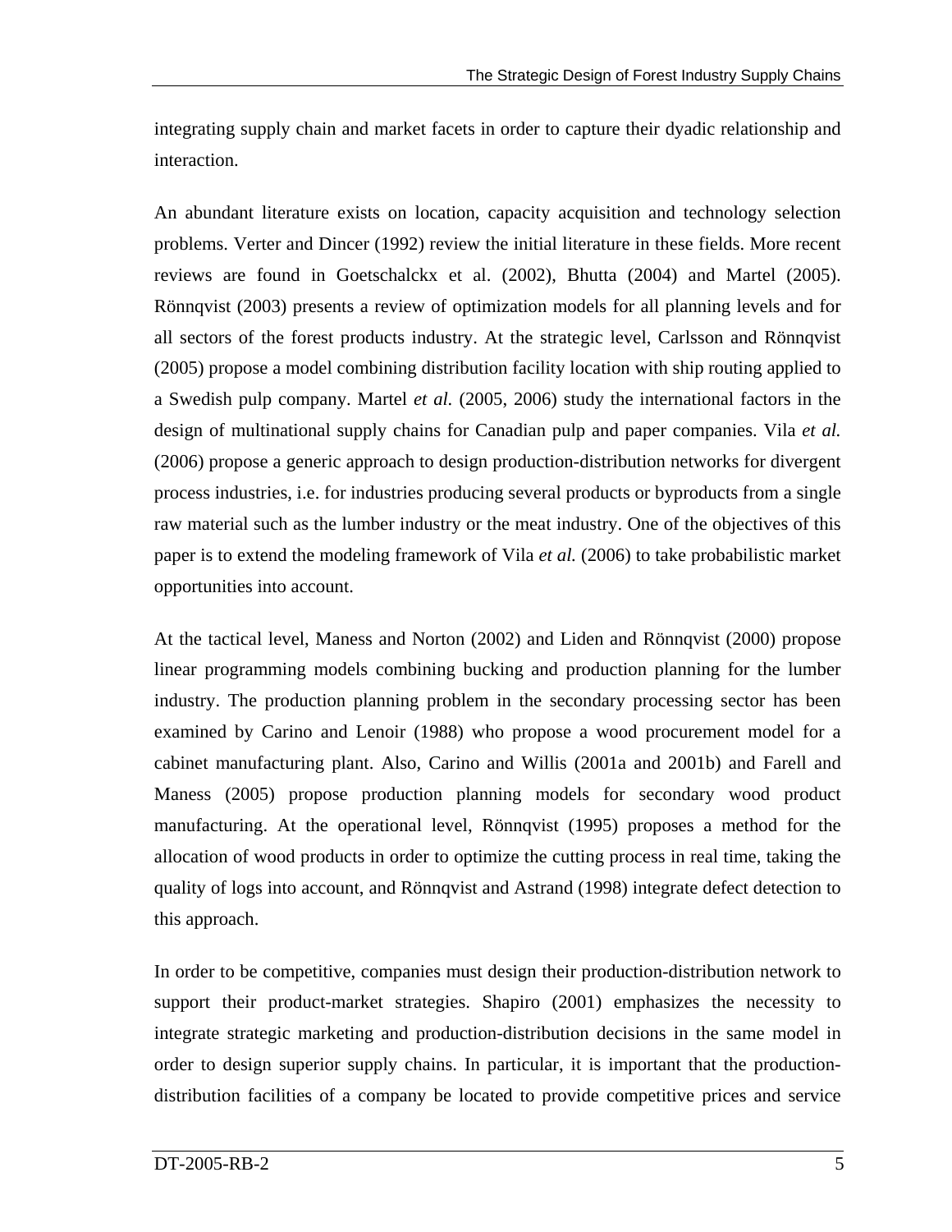integrating supply chain and market facets in order to capture their dyadic relationship and interaction.

An abundant literature exists on location, capacity acquisition and technology selection problems. Verter and Dincer (1992) review the initial literature in these fields. More recent reviews are found in Goetschalckx et al. (2002), Bhutta (2004) and Martel (2005). Rönnqvist (2003) presents a review of optimization models for all planning levels and for all sectors of the forest products industry. At the strategic level, Carlsson and Rönnqvist (2005) propose a model combining distribution facility location with ship routing applied to a Swedish pulp company. Martel *et al.* (2005, 2006) study the international factors in the design of multinational supply chains for Canadian pulp and paper companies. Vila *et al.* (2006) propose a generic approach to design production-distribution networks for divergent process industries, i.e. for industries producing several products or byproducts from a single raw material such as the lumber industry or the meat industry. One of the objectives of this paper is to extend the modeling framework of Vila *et al.* (2006) to take probabilistic market opportunities into account.

At the tactical level, Maness and Norton (2002) and Liden and Rönnqvist (2000) propose linear programming models combining bucking and production planning for the lumber industry. The production planning problem in the secondary processing sector has been examined by Carino and Lenoir (1988) who propose a wood procurement model for a cabinet manufacturing plant. Also, Carino and Willis (2001a and 2001b) and Farell and Maness (2005) propose production planning models for secondary wood product manufacturing. At the operational level, Rönnqvist (1995) proposes a method for the allocation of wood products in order to optimize the cutting process in real time, taking the quality of logs into account, and Rönnqvist and Astrand (1998) integrate defect detection to this approach.

In order to be competitive, companies must design their production-distribution network to support their product-market strategies. Shapiro (2001) emphasizes the necessity to integrate strategic marketing and production-distribution decisions in the same model in order to design superior supply chains. In particular, it is important that the production-distribution facilities of a company be located to provide competitive prices and service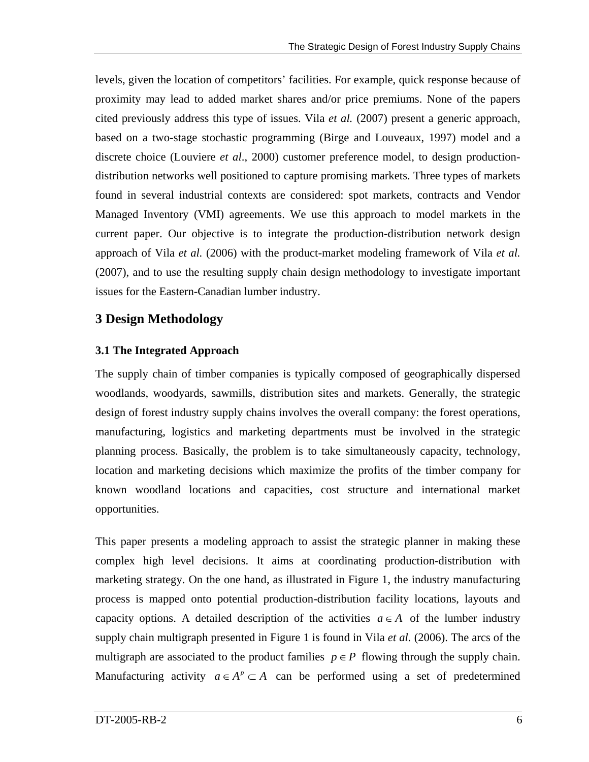levels, given the location of competitors' facilities. For example, quick response because of proximity may lead to added market shares and/or price premiums. None of the papers cited previously address this type of issues. Vila *et al.* (2007) present a generic approach, based on a two-stage stochastic programming (Birge and Louveaux, 1997) model and a discrete choice (Louviere *et al*., 2000) customer preference model, to design production-distribution networks well positioned to capture promising markets. Three types of markets found in several industrial contexts are considered: spot markets, contracts and Vendor Managed Inventory (VMI) agreements. We use this approach to model markets in the current paper. Our objective is to integrate the production-distribution network design approach of Vila *et al.* (2006) with the product-market modeling framework of Vila *et al.* (2007), and to use the resulting supply chain design methodology to investigate important issues for the Eastern-Canadian lumber industry.

## 3 Design Methodology

### 3.1 The Integrated Approach

The supply chain of timber companies is typically composed of geographically dispersed woodlands, woodyards, sawmills, distribution sites and markets. Generally, the strategic design of forest industry supply chains involves the overall company: the forest operations, manufacturing, logistics and marketing departments must be involved in the strategic planning process. Basically, the problem is to take simultaneously capacity, technology, location and marketing decisions which maximize the profits of the timber company for known woodland locations and capacities, cost structure and international market opportunities.

This paper presents a modeling approach to assist the strategic planner in making these complex high level decisions. It aims at coordinating production-distribution with marketing strategy. On the one hand, as illustrated in Figure 1, the industry manufacturing process is mapped onto potential production-distribution facility locations, layouts and capacity options. A detailed description of the activities $a \in A$ of the lumber industry supply chain multigraph presented in Figure 1 is found in Vila *et al.* (2006). The arcs of the multigraph are associated to the product families $p \in P$ flowing through the supply chain. Manufacturing activity $a \in A^p \subset A$ can be performed using a set of predetermined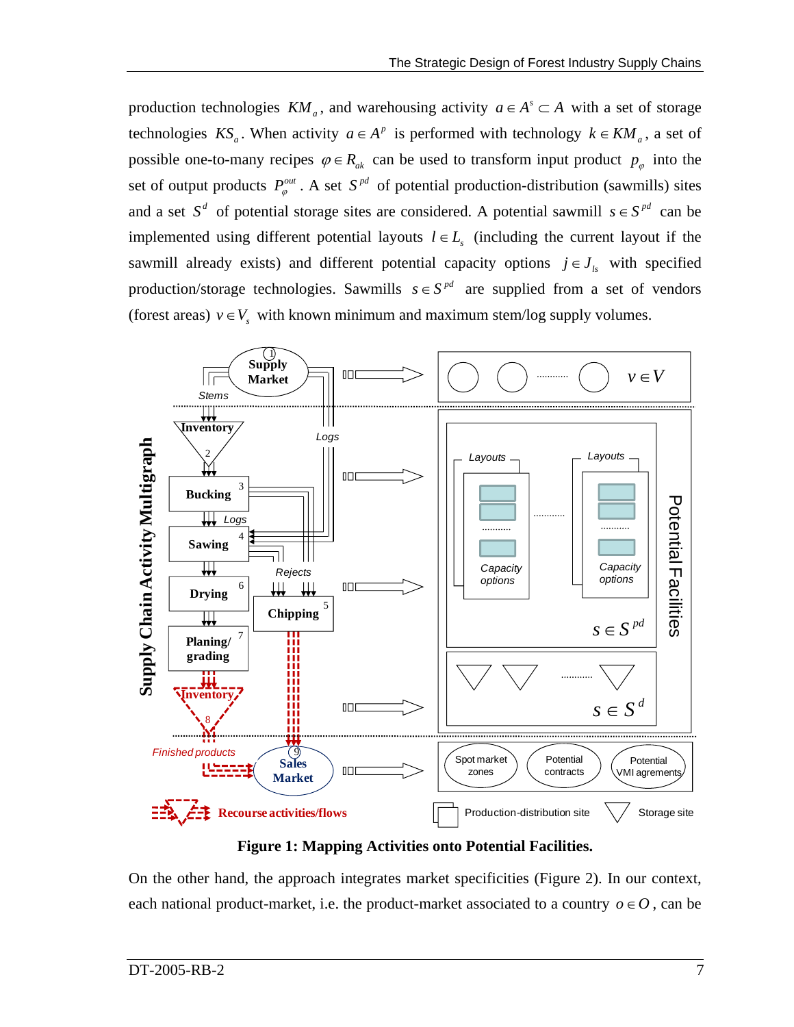production technologies $KM_a$, and warehousing activity $a \in A^s \subset A$ with a set of storage technologies $KS_a$. When activity $a \in A^p$ is performed with technology $k \in KM_a$, a set of possible one-to-many recipes $\varphi \in R_{ak}$ can be used to transform input product $p_\varphi$ into the set of output products $P_\varphi^{out}$. A set $S^{pd}$ of potential production-distribution (sawmills) sites and a set $S^d$ of potential storage sites are considered. A potential sawmill $s \in S^{pd}$ can be implemented using different potential layouts $l \in L_s$ (including the current layout if the sawmill already exists) and different potential capacity options $j \in J_{ls}$ with specified production/storage technologies. Sawmills $s \in S^{pd}$ are supplied from a set of vendors (forest areas) $v \in V_s$ with known minimum and maximum stem/log supply volumes.

**Figure 1: Mapping Activities onto Potential Facilities.**

On the other hand, the approach integrates market specificities (Figure 2). In our context, each national product-market, i.e. the product-market associated to a country $o \in O$, can be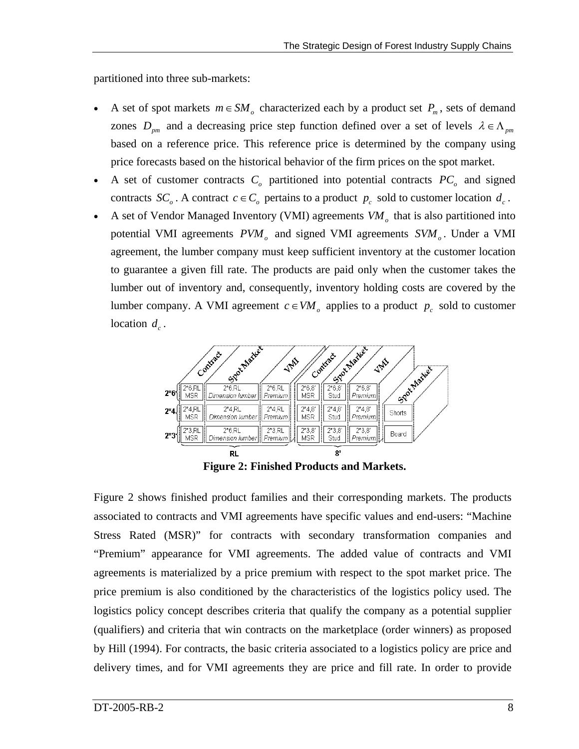partitioned into three sub-markets:

- A set of spot markets $m \in SM_o$ characterized each by a product set $P_m$, sets of demand zones $D_{pm}$ and a decreasing price step function defined over a set of levels $\lambda \in \Lambda_{pm}$ based on a reference price. This reference price is determined by the company using price forecasts based on the historical behavior of the firm prices on the spot market.
- A set of customer contracts $C_o$ partitioned into potential contracts $PC_o$ and signed contracts $SC_o$. A contract $c \in C_o$ pertains to a product $p_c$ sold to customer location $d_c$.
- A set of Vendor Managed Inventory (VMI) agreements $VM_o$ that is also partitioned into potential VMI agreements $PVM_o$ and signed VMI agreements $SVM_o$. Under a VMI agreement, the lumber company must keep sufficient inventory at the customer location to guarantee a given fill rate. The products are paid only when the customer takes the lumber out of inventory and, consequently, inventory holding costs are covered by the lumber company. A VMI agreement $c \in VM_o$ applies to a product $p_c$ sold to customer location $d_c$.

**Figure 2: Finished Products and Markets.**

Figure 2 shows finished product families and their corresponding markets. The products associated to contracts and VMI agreements have specific values and end-users: "Machine Stress Rated (MSR)" for contracts with secondary transformation companies and "Premium" appearance for VMI agreements. The added value of contracts and VMI agreements is materialized by a price premium with respect to the spot market price. The price premium is also conditioned by the characteristics of the logistics policy used. The logistics policy concept describes criteria that qualify the company as a potential supplier (qualifiers) and criteria that win contracts on the marketplace (order winners) as proposed by Hill (1994). For contracts, the basic criteria associated to a logistics policy are price and delivery times, and for VMI agreements they are price and fill rate. In order to provide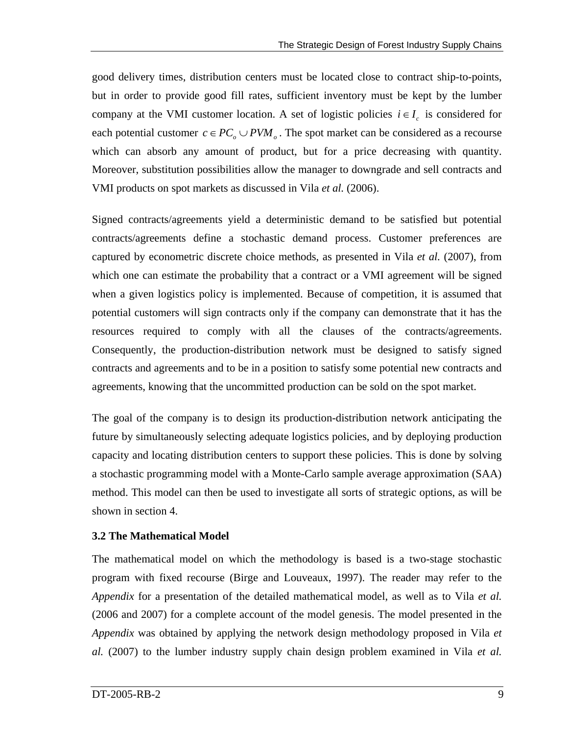good delivery times, distribution centers must be located close to contract ship-to-points, but in order to provide good fill rates, sufficient inventory must be kept by the lumber company at the VMI customer location. A set of logistic policies $i \in I_c$ is considered for each potential customer $c \in PC_o \cup PVM_o$. The spot market can be considered as a recourse which can absorb any amount of product, but for a price decreasing with quantity. Moreover, substitution possibilities allow the manager to downgrade and sell contracts and VMI products on spot markets as discussed in Vila *et al.* (2006).

Signed contracts/agreements yield a deterministic demand to be satisfied but potential contracts/agreements define a stochastic demand process. Customer preferences are captured by econometric discrete choice methods, as presented in Vila *et al.* (2007), from which one can estimate the probability that a contract or a VMI agreement will be signed when a given logistics policy is implemented. Because of competition, it is assumed that potential customers will sign contracts only if the company can demonstrate that it has the resources required to comply with all the clauses of the contracts/agreements. Consequently, the production-distribution network must be designed to satisfy signed contracts and agreements and to be in a position to satisfy some potential new contracts and agreements, knowing that the uncommitted production can be sold on the spot market.

The goal of the company is to design its production-distribution network anticipating the future by simultaneously selecting adequate logistics policies, and by deploying production capacity and locating distribution centers to support these policies. This is done by solving a stochastic programming model with a Monte-Carlo sample average approximation (SAA) method. This model can then be used to investigate all sorts of strategic options, as will be shown in section 4.

### 3.2 The Mathematical Model

The mathematical model on which the methodology is based is a two-stage stochastic program with fixed recourse (Birge and Louveaux, 1997). The reader may refer to the *Appendix* for a presentation of the detailed mathematical model, as well as to Vila *et al.* (2006 and 2007) for a complete account of the model genesis. The model presented in the *Appendix* was obtained by applying the network design methodology proposed in Vila *et al.* (2007) to the lumber industry supply chain design problem examined in Vila *et al.*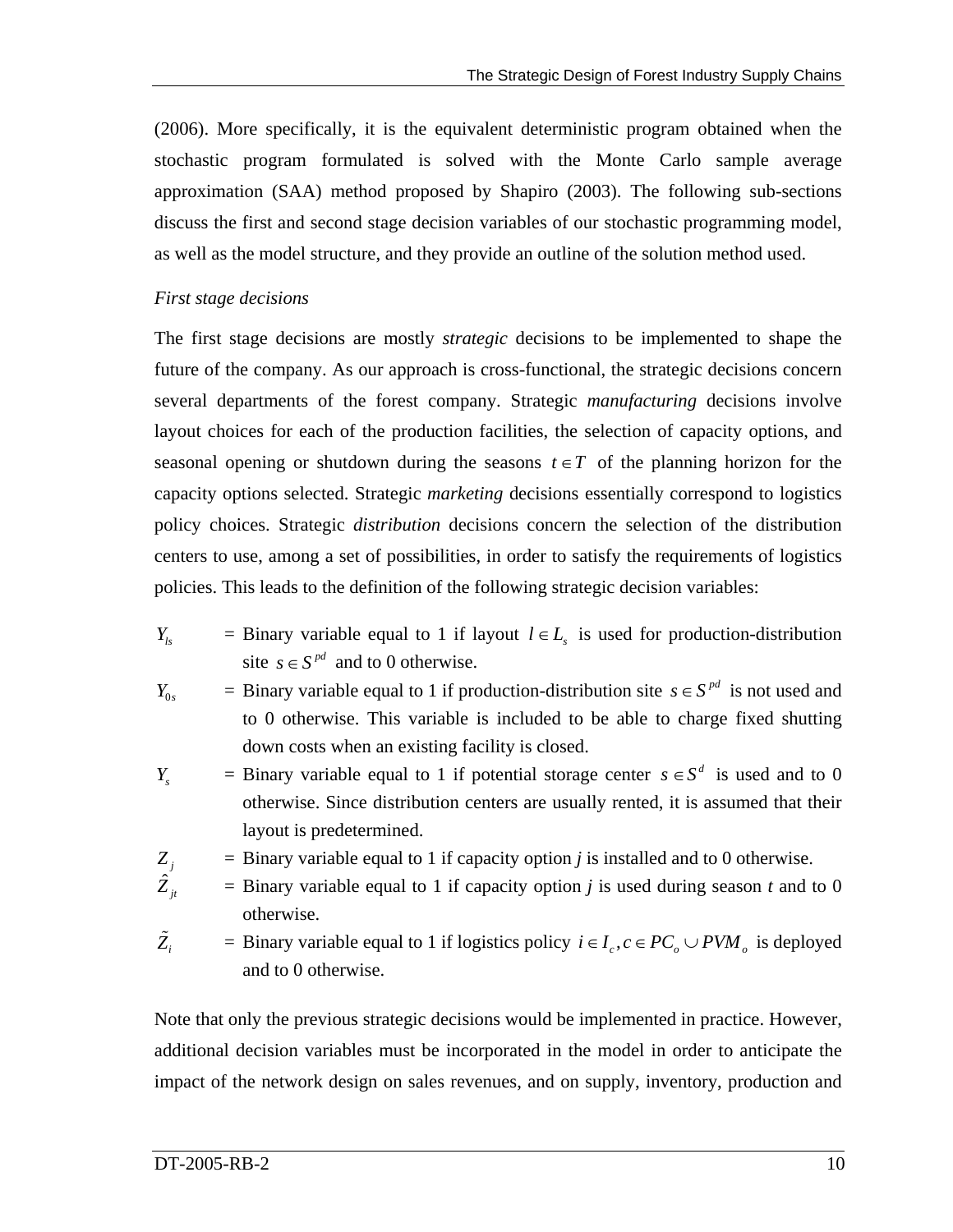(2006). More specifically, it is the equivalent deterministic program obtained when the stochastic program formulated is solved with the Monte Carlo sample average approximation (SAA) method proposed by Shapiro (2003). The following sub-sections discuss the first and second stage decision variables of our stochastic programming model, as well as the model structure, and they provide an outline of the solution method used.

*First stage decisions*

The first stage decisions are mostly *strategic* decisions to be implemented to shape the future of the company. As our approach is cross-functional, the strategic decisions concern several departments of the forest company. Strategic *manufacturing* decisions involve layout choices for each of the production facilities, the selection of capacity options, and seasonal opening or shutdown during the seasons $t \in T$ of the planning horizon for the capacity options selected. Strategic *marketing* decisions essentially correspond to logistics policy choices. Strategic *distribution* decisions concern the selection of the distribution centers to use, among a set of possibilities, in order to satisfy the requirements of logistics policies. This leads to the definition of the following strategic decision variables:

- $Y_{ls}$ = Binary variable equal to 1 if layout $l \in L_s$ is used for production-distribution site $s \in S^{pd}$ and to 0 otherwise.
- $Y_{0s}$ = Binary variable equal to 1 if production-distribution site $s \in S^{pd}$ is not used and to 0 otherwise. This variable is included to be able to charge fixed shutting down costs when an existing facility is closed.
- $Y_s$ = Binary variable equal to 1 if potential storage center $s \in S^d$ is used and to 0 otherwise. Since distribution centers are usually rented, it is assumed that their layout is predetermined.
- $Z_j$ = Binary variable equal to 1 if capacity option *j* is installed and to 0 otherwise.
- $\hat{Z}_{jt}$ = Binary variable equal to 1 if capacity option *j* is used during season *t* and to 0 otherwise.
- $\tilde{Z}_i$ = Binary variable equal to 1 if logistics policy $i \in I_c, c \in PC_o \cup PVM_o$ is deployed and to 0 otherwise.

Note that only the previous strategic decisions would be implemented in practice. However, additional decision variables must be incorporated in the model in order to anticipate the impact of the network design on sales revenues, and on supply, inventory, production and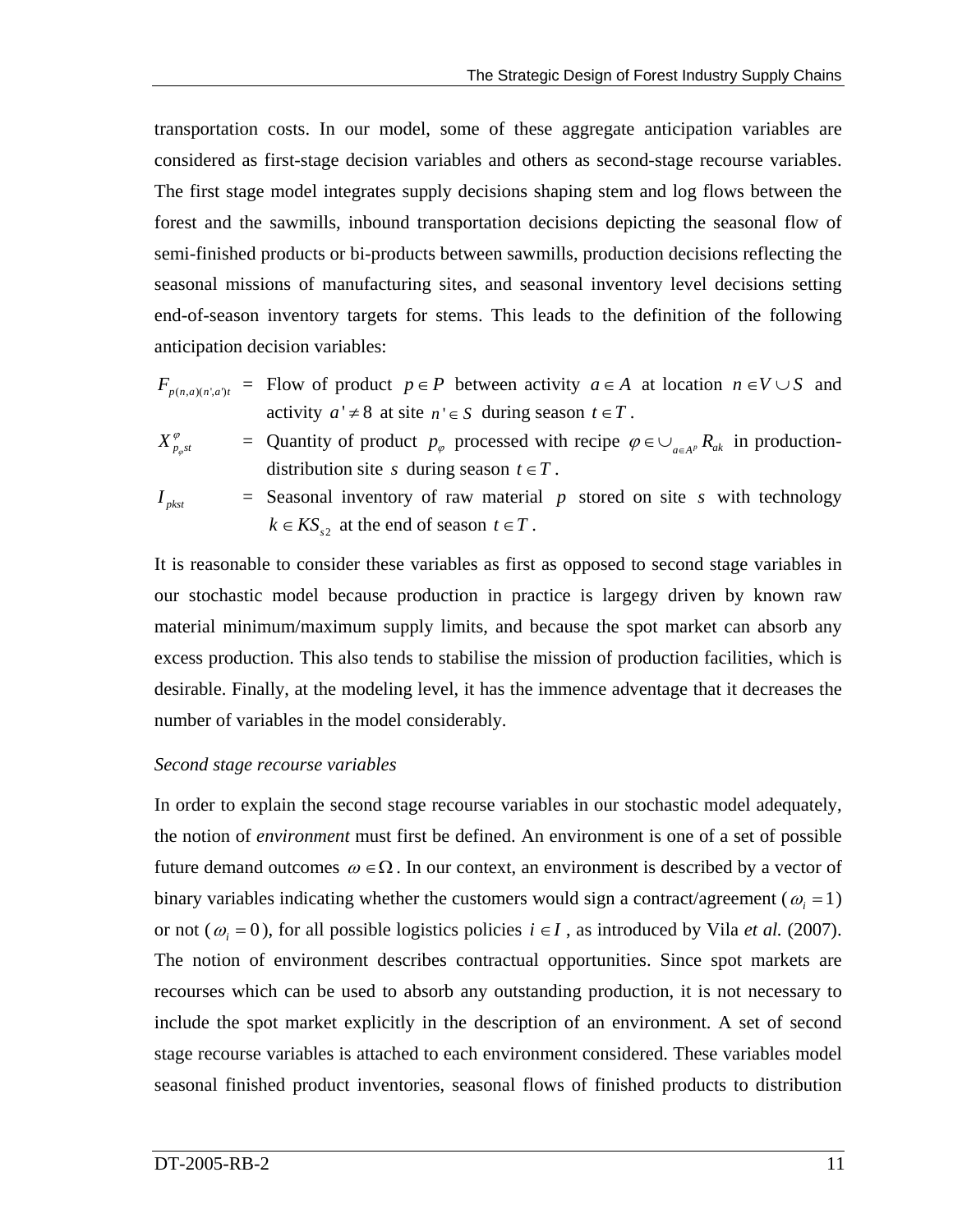transportation costs. In our model, some of these aggregate anticipation variables are considered as first-stage decision variables and others as second-stage recourse variables. The first stage model integrates supply decisions shaping stem and log flows between the forest and the sawmills, inbound transportation decisions depicting the seasonal flow of semi-finished products or bi-products between sawmills, production decisions reflecting the seasonal missions of manufacturing sites, and seasonal inventory level decisions setting end-of-season inventory targets for stems. This leads to the definition of the following anticipation decision variables:

$F_{p(n,a)(n',a')t}$ = Flow of product $p \in P$ between activity $a \in A$ at location $n \in V \cup S$ and activity $a' \neq 8$ at site $n' \in S$ during season $t \in T$.

$X^{\varphi}_{p_{\varphi}st}$ = Quantity of product $p_{\varphi}$ processed with recipe $\varphi \in \cup_{a \in A^p} R_{ak}$ in production-distribution site $s$ during season $t \in T$.

$I_{pkst}$ = Seasonal inventory of raw material $p$ stored on site $s$ with technology $k \in KS_{s2}$ at the end of season $t \in T$.

It is reasonable to consider these variables as first as opposed to second stage variables in our stochastic model because production in practice is largegy driven by known raw material minimum/maximum supply limits, and because the spot market can absorb any excess production. This also tends to stabilise the mission of production facilities, which is desirable. Finally, at the modeling level, it has the immence adventage that it decreases the number of variables in the model considerably.

*Second stage recourse variables*

In order to explain the second stage recourse variables in our stochastic model adequately, the notion of *environment* must first be defined. An environment is one of a set of possible future demand outcomes $\omega \in \Omega$. In our context, an environment is described by a vector of binary variables indicating whether the customers would sign a contract/agreement ($\omega_i = 1$) or not ($\omega_i = 0$), for all possible logistics policies $i \in I$, as introduced by Vila *et al.* (2007). The notion of environment describes contractual opportunities. Since spot markets are recourses which can be used to absorb any outstanding production, it is not necessary to include the spot market explicitly in the description of an environment. A set of second stage recourse variables is attached to each environment considered. These variables model seasonal finished product inventories, seasonal flows of finished products to distribution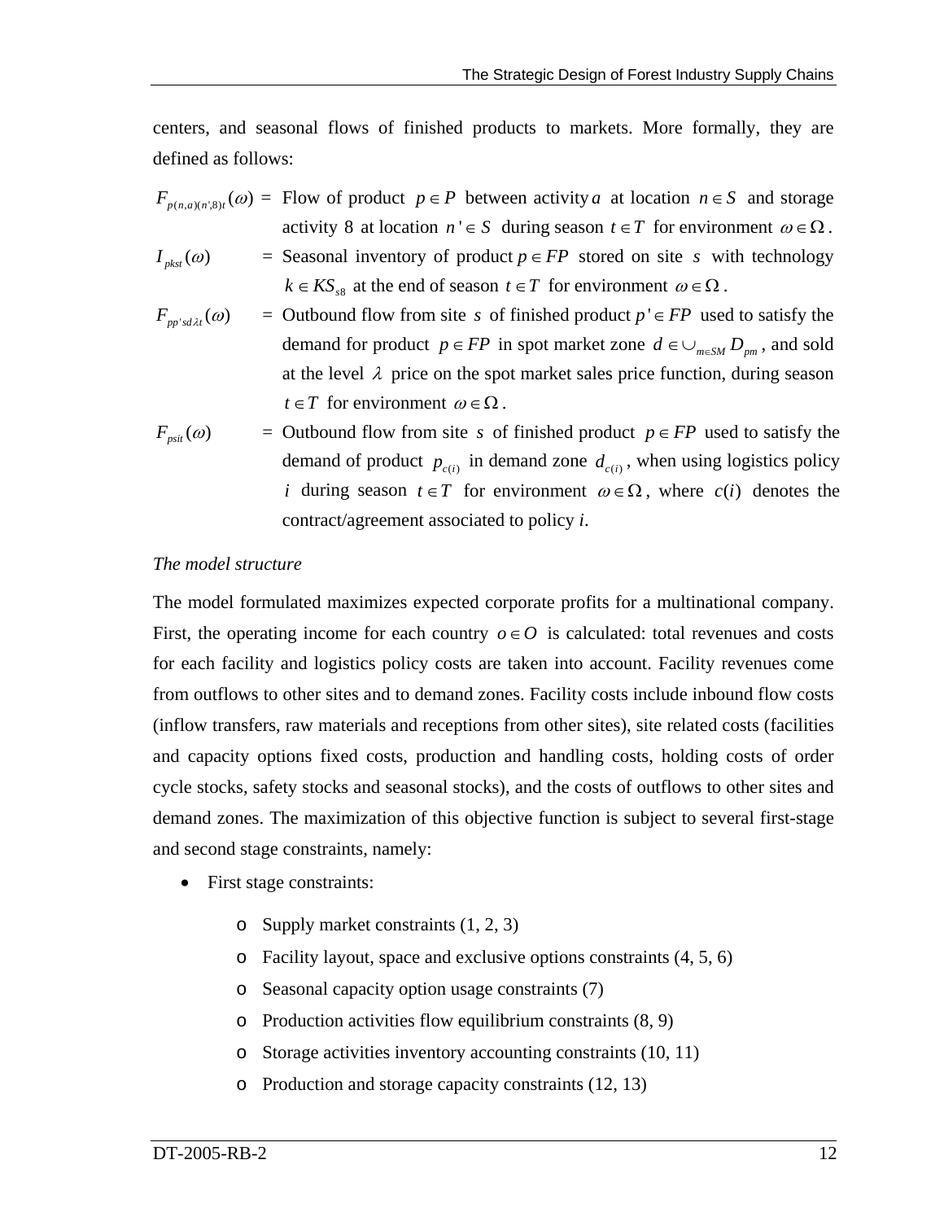centers, and seasonal flows of finished products to markets. More formally, they are defined as follows:

$F_{p(n,a)(n',8)t}(\omega)$ = Flow of product $p \in P$ between activity $a$ at location $n \in S$ and storage activity 8 at location $n' \in S$ during season $t \in T$ for environment $\omega \in \Omega$.

$I_{pkst}(\omega)$ = Seasonal inventory of product $p \in FP$ stored on site $s$ with technology $k \in KS_{s8}$ at the end of season $t \in T$ for environment $\omega \in \Omega$.

$F_{pp'sd\lambda t}(\omega)$ = Outbound flow from site $s$ of finished product $p' \in FP$ used to satisfy the demand for product $p \in FP$ in spot market zone $d \in \cup_{m \in SM} D_{pm}$, and sold at the level $\lambda$ price on the spot market sales price function, during season $t \in T$ for environment $\omega \in \Omega$.

$F_{psit}(\omega)$ = Outbound flow from site $s$ of finished product $p \in FP$ used to satisfy the demand of product $p_{c(i)}$ in demand zone $d_{c(i)}$, when using logistics policy $i$ during season $t \in T$ for environment $\omega \in \Omega$, where $c(i)$ denotes the contract/agreement associated to policy *i*.

*The model structure*

The model formulated maximizes expected corporate profits for a multinational company. First, the operating income for each country $o \in O$ is calculated: total revenues and costs for each facility and logistics policy costs are taken into account. Facility revenues come from outflows to other sites and to demand zones. Facility costs include inbound flow costs (inflow transfers, raw materials and receptions from other sites), site related costs (facilities and capacity options fixed costs, production and handling costs, holding costs of order cycle stocks, safety stocks and seasonal stocks), and the costs of outflows to other sites and demand zones. The maximization of this objective function is subject to several first-stage and second stage constraints, namely:

- First stage constraints:
  - Supply market constraints (1, 2, 3)
  - Facility layout, space and exclusive options constraints (4, 5, 6)
  - Seasonal capacity option usage constraints (7)
  - Production activities flow equilibrium constraints (8, 9)
  - Storage activities inventory accounting constraints (10, 11)
  - Production and storage capacity constraints (12, 13)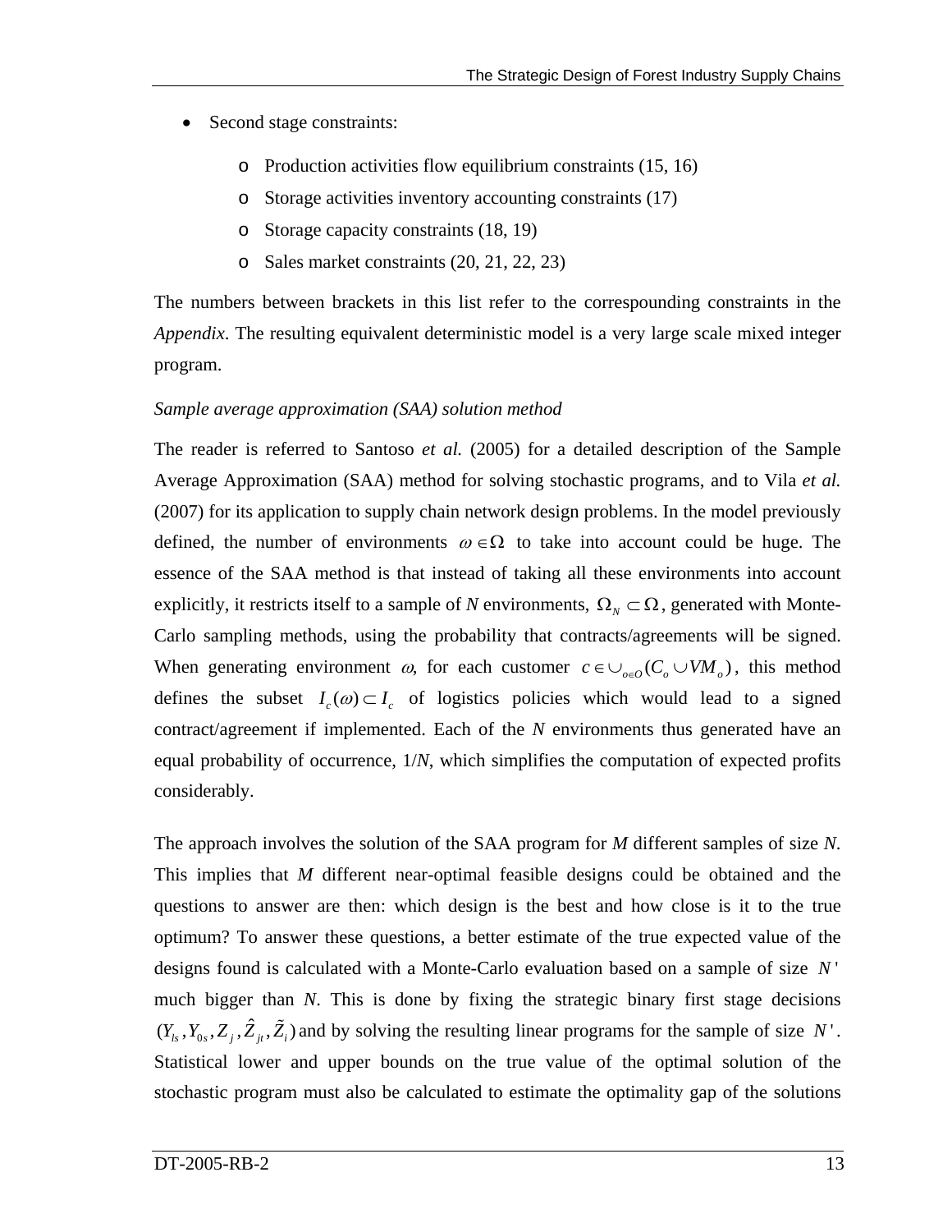- Second stage constraints:
  - Production activities flow equilibrium constraints (15, 16)
  - Storage activities inventory accounting constraints (17)
  - Storage capacity constraints (18, 19)
  - Sales market constraints (20, 21, 22, 23)

The numbers between brackets in this list refer to the correspounding constraints in the *Appendix*. The resulting equivalent deterministic model is a very large scale mixed integer program.

*Sample average approximation (SAA) solution method*

The reader is referred to Santoso *et al.* (2005) for a detailed description of the Sample Average Approximation (SAA) method for solving stochastic programs, and to Vila *et al.* (2007) for its application to supply chain network design problems. In the model previously defined, the number of environments $\omega \in \Omega$ to take into account could be huge. The essence of the SAA method is that instead of taking all these environments into account explicitly, it restricts itself to a sample of *N* environments, $\Omega_N \subset \Omega$, generated with Monte-Carlo sampling methods, using the probability that contracts/agreements will be signed. When generating environment $\omega$, for each customer $c \in \cup_{o \in O}(C_o \cup VM_o)$, this method defines the subset $I_c(\omega) \subset I_c$ of logistics policies which would lead to a signed contract/agreement if implemented. Each of the *N* environments thus generated have an equal probability of occurrence, 1/*N*, which simplifies the computation of expected profits considerably.

The approach involves the solution of the SAA program for *M* different samples of size *N*. This implies that *M* different near-optimal feasible designs could be obtained and the questions to answer are then: which design is the best and how close is it to the true optimum? To answer these questions, a better estimate of the true expected value of the designs found is calculated with a Monte-Carlo evaluation based on a sample of size $N'$ much bigger than *N*. This is done by fixing the strategic binary first stage decisions $(Y_{ls}, Y_{0s}, Z_j, \hat{Z}_{jt}, \tilde{Z}_i)$ and by solving the resulting linear programs for the sample of size $N'$. Statistical lower and upper bounds on the true value of the optimal solution of the stochastic program must also be calculated to estimate the optimality gap of the solutions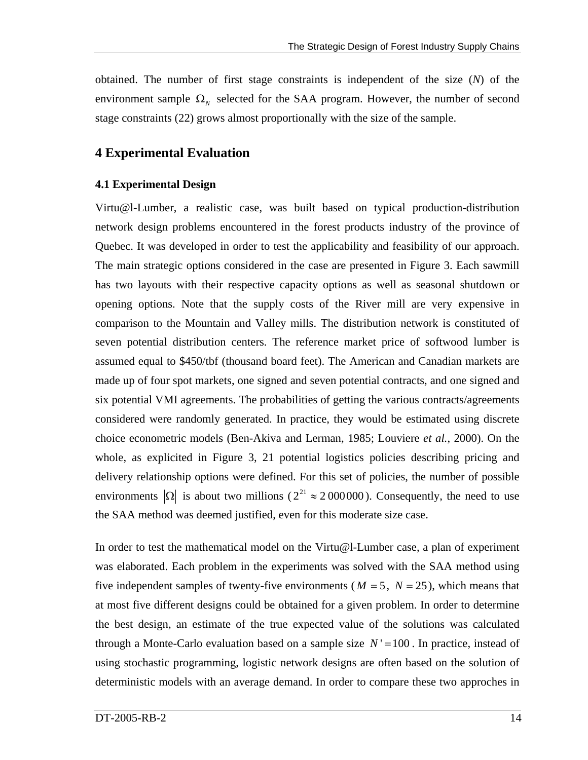obtained. The number of first stage constraints is independent of the size ($N$) of the environment sample $\Omega_N$ selected for the SAA program. However, the number of second stage constraints (22) grows almost proportionally with the size of the sample.

# 4 Experimental Evaluation

## 4.1 Experimental Design

Virtu@l-Lumber, a realistic case, was built based on typical production-distribution network design problems encountered in the forest products industry of the province of Quebec. It was developed in order to test the applicability and feasibility of our approach. The main strategic options considered in the case are presented in Figure 3. Each sawmill has two layouts with their respective capacity options as well as seasonal shutdown or opening options. Note that the supply costs of the River mill are very expensive in comparison to the Mountain and Valley mills. The distribution network is constituted of seven potential distribution centers. The reference market price of softwood lumber is assumed equal to $450/tbf (thousand board feet). The American and Canadian markets are made up of four spot markets, one signed and seven potential contracts, and one signed and six potential VMI agreements. The probabilities of getting the various contracts/agreements considered were randomly generated. In practice, they would be estimated using discrete choice econometric models (Ben-Akiva and Lerman, 1985; Louviere *et al.*, 2000). On the whole, as explicited in Figure 3, 21 potential logistics policies describing pricing and delivery relationship options were defined. For this set of policies, the number of possible environments $|\Omega|$ is about two millions ($2^{21} \approx 2\,000\,000$). Consequently, the need to use the SAA method was deemed justified, even for this moderate size case.

In order to test the mathematical model on the Virtu@l-Lumber case, a plan of experiment was elaborated. Each problem in the experiments was solved with the SAA method using five independent samples of twenty-five environments ($M = 5$, $N = 25$), which means that at most five different designs could be obtained for a given problem. In order to determine the best design, an estimate of the true expected value of the solutions was calculated through a Monte-Carlo evaluation based on a sample size $N' = 100$. In practice, instead of using stochastic programming, logistic network designs are often based on the solution of deterministic models with an average demand. In order to compare these two approches in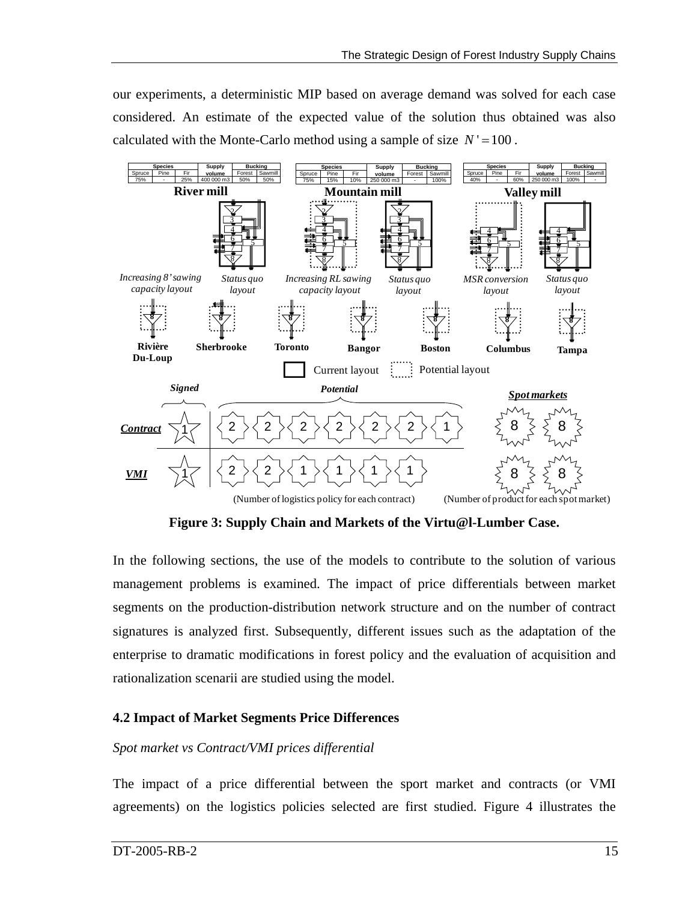our experiments, a deterministic MIP based on average demand was solved for each case considered. An estimate of the expected value of the solution thus obtained was also calculated with the Monte-Carlo method using a sample of size $N' = 100$.

**Figure 3: Supply Chain and Markets of the Virtu@l-Lumber Case.**

In the following sections, the use of the models to contribute to the solution of various management problems is examined. The impact of price differentials between market segments on the production-distribution network structure and on the number of contract signatures is analyzed first. Subsequently, different issues such as the adaptation of the enterprise to dramatic modifications in forest policy and the evaluation of acquisition and rationalization scenarii are studied using the model.

### 4.2 Impact of Market Segments Price Differences

*Spot market vs Contract/VMI prices differential*

The impact of a price differential between the sport market and contracts (or VMI agreements) on the logistics policies selected are first studied. Figure 4 illustrates the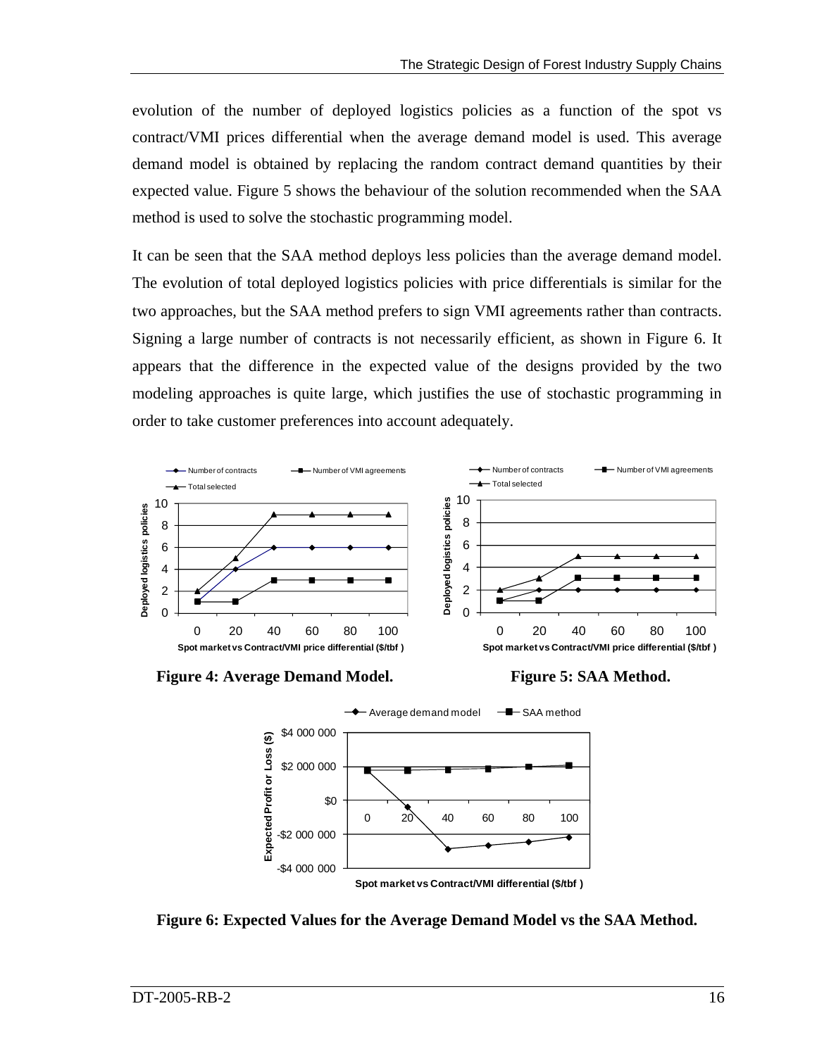evolution of the number of deployed logistics policies as a function of the spot vs contract/VMI prices differential when the average demand model is used. This average demand model is obtained by replacing the random contract demand quantities by their expected value. Figure 5 shows the behaviour of the solution recommended when the SAA method is used to solve the stochastic programming model.

It can be seen that the SAA method deploys less policies than the average demand model. The evolution of total deployed logistics policies with price differentials is similar for the two approaches, but the SAA method prefers to sign VMI agreements rather than contracts. Signing a large number of contracts is not necessarily efficient, as shown in Figure 6. It appears that the difference in the expected value of the designs provided by the two modeling approaches is quite large, which justifies the use of stochastic programming in order to take customer preferences into account adequately.

**Figure 4: Average Demand Model.**

**Figure 5: SAA Method.**

**Figure 6: Expected Values for the Average Demand Model vs the SAA Method.**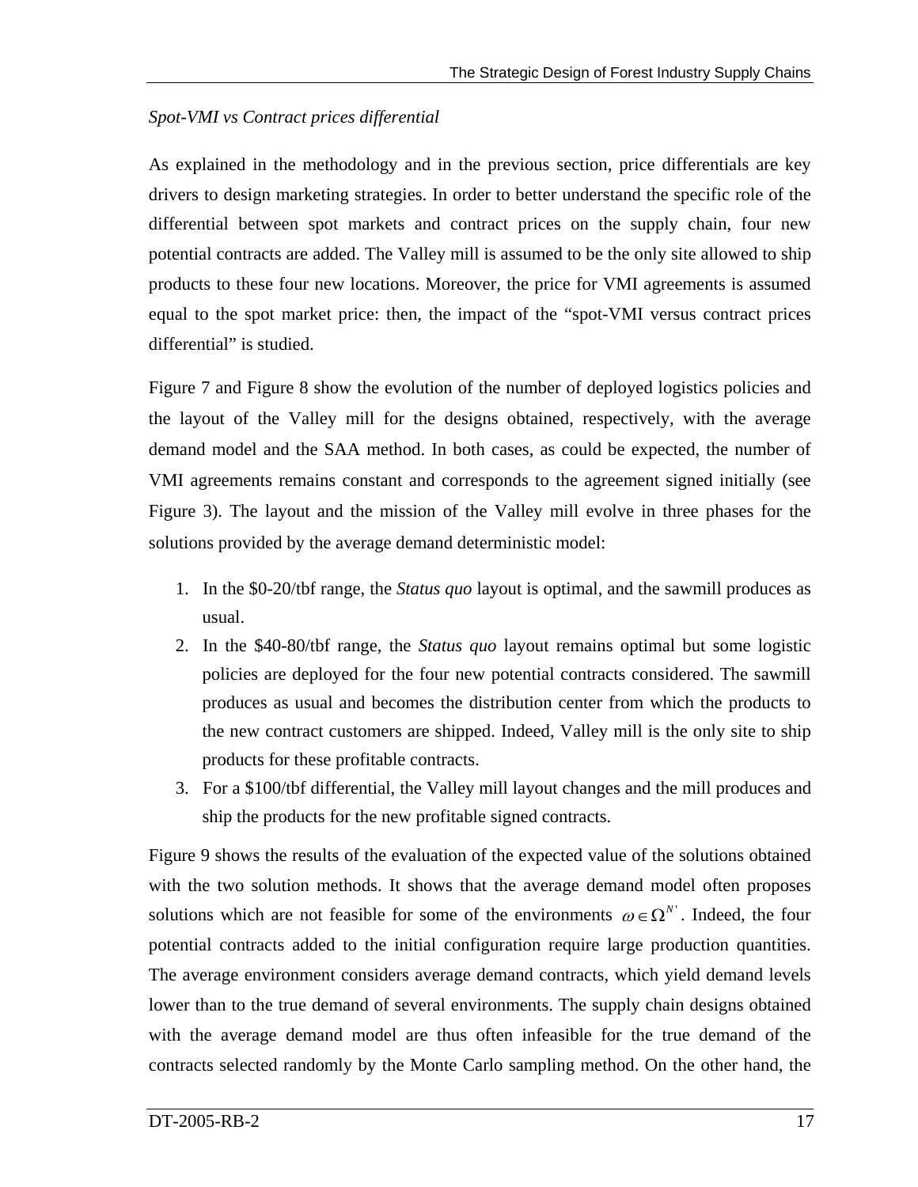*Spot-VMI vs Contract prices differential*

As explained in the methodology and in the previous section, price differentials are key drivers to design marketing strategies. In order to better understand the specific role of the differential between spot markets and contract prices on the supply chain, four new potential contracts are added. The Valley mill is assumed to be the only site allowed to ship products to these four new locations. Moreover, the price for VMI agreements is assumed equal to the spot market price: then, the impact of the "spot-VMI versus contract prices differential" is studied.

Figure 7 and Figure 8 show the evolution of the number of deployed logistics policies and the layout of the Valley mill for the designs obtained, respectively, with the average demand model and the SAA method. In both cases, as could be expected, the number of VMI agreements remains constant and corresponds to the agreement signed initially (see Figure 3). The layout and the mission of the Valley mill evolve in three phases for the solutions provided by the average demand deterministic model:

1. In the \$0-20/tbf range, the *Status quo* layout is optimal, and the sawmill produces as usual.
2. In the \$40-80/tbf range, the *Status quo* layout remains optimal but some logistic policies are deployed for the four new potential contracts considered. The sawmill produces as usual and becomes the distribution center from which the products to the new contract customers are shipped. Indeed, Valley mill is the only site to ship products for these profitable contracts.
3. For a \$100/tbf differential, the Valley mill layout changes and the mill produces and ship the products for the new profitable signed contracts.

Figure 9 shows the results of the evaluation of the expected value of the solutions obtained with the two solution methods. It shows that the average demand model often proposes solutions which are not feasible for some of the environments $\omega \in \Omega^{N'}$. Indeed, the four potential contracts added to the initial configuration require large production quantities. The average environment considers average demand contracts, which yield demand levels lower than to the true demand of several environments. The supply chain designs obtained with the average demand model are thus often infeasible for the true demand of the contracts selected randomly by the Monte Carlo sampling method. On the other hand, the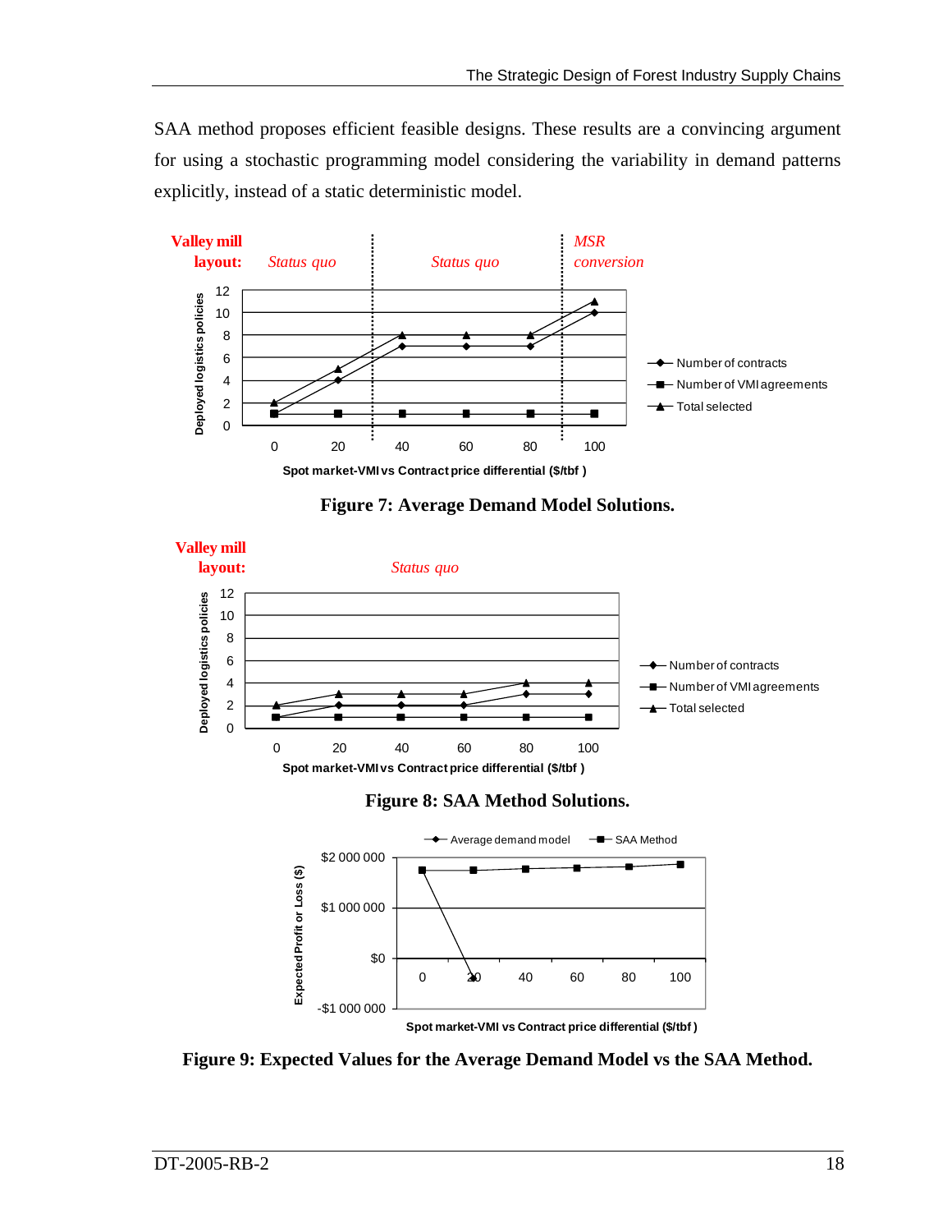SAA method proposes efficient feasible designs. These results are a convincing argument for using a stochastic programming model considering the variability in demand patterns explicitly, instead of a static deterministic model.

**Figure 7: Average Demand Model Solutions.**

**Figure 8: SAA Method Solutions.**

**Figure 9: Expected Values for the Average Demand Model vs the SAA Method.**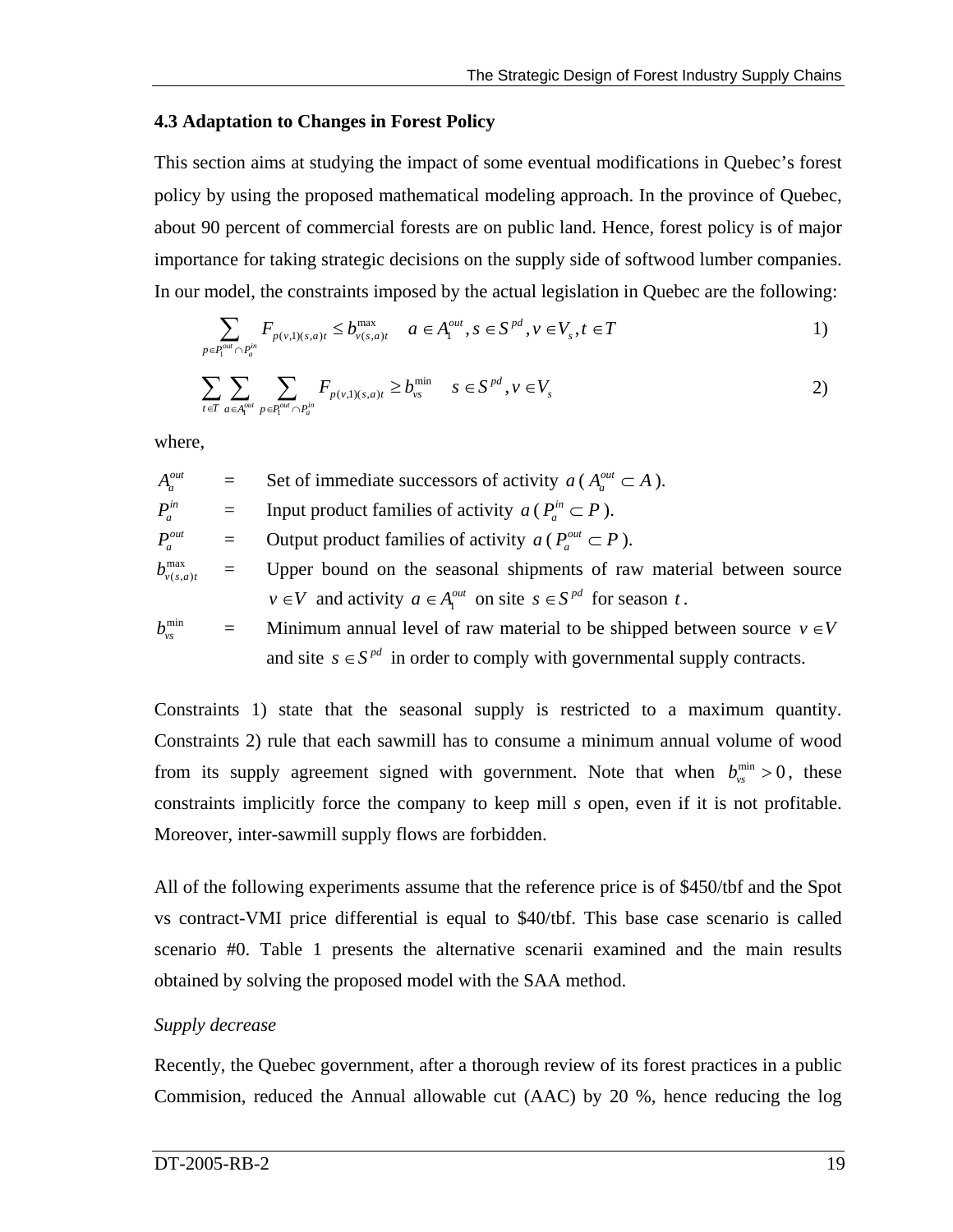### 4.3 Adaptation to Changes in Forest Policy

This section aims at studying the impact of some eventual modifications in Quebec's forest policy by using the proposed mathematical modeling approach. In the province of Quebec, about 90 percent of commercial forests are on public land. Hence, forest policy is of major importance for taking strategic decisions on the supply side of softwood lumber companies. In our model, the constraints imposed by the actual legislation in Quebec are the following:

$$\sum_{p \in P_1^{out} \cap P_a^{in}} F_{p(v,1)(s,a)t} \leq b_{v(s,a)t}^{\max} \quad a \in A_1^{out}, s \in S^{pd}, v \in V_s, t \in T \tag{1}$$

$$\sum_{t \in T} \sum_{a \in A_1^{out}} \sum_{p \in P_1^{out} \cap P_a^{in}} F_{p(v,1)(s,a)t} \geq b_{vs}^{\min} \quad s \in S^{pd}, v \in V_s \tag{2}$$

where,

| | | |
|---|---|---|
| $A_a^{out}$ | = | Set of immediate successors of activity $a$ ($A_a^{out} \subset A$). |
| $P_a^{in}$ | = | Input product families of activity $a$ ($P_a^{in} \subset P$). |
| $P_a^{out}$ | = | Output product families of activity $a$ ($P_a^{out} \subset P$). |
| $b_{v(s,a)t}^{\max}$ | = | Upper bound on the seasonal shipments of raw material between source $v \in V$ and activity $a \in A_1^{out}$ on site $s \in S^{pd}$ for season $t$. |
| $b_{vs}^{\min}$ | = | Minimum annual level of raw material to be shipped between source $v \in V$ and site $s \in S^{pd}$ in order to comply with governmental supply contracts. |

Constraints 1) state that the seasonal supply is restricted to a maximum quantity. Constraints 2) rule that each sawmill has to consume a minimum annual volume of wood from its supply agreement signed with government. Note that when $b_{vs}^{\min} > 0$, these constraints implicitly force the company to keep mill *s* open, even if it is not profitable. Moreover, inter-sawmill supply flows are forbidden.

All of the following experiments assume that the reference price is of \$450/tbf and the Spot vs contract-VMI price differential is equal to \$40/tbf. This base case scenario is called scenario #0. Table 1 presents the alternative scenarii examined and the main results obtained by solving the proposed model with the SAA method.

*Supply decrease*

Recently, the Quebec government, after a thorough review of its forest practices in a public Commision, reduced the Annual allowable cut (AAC) by 20 %, hence reducing the log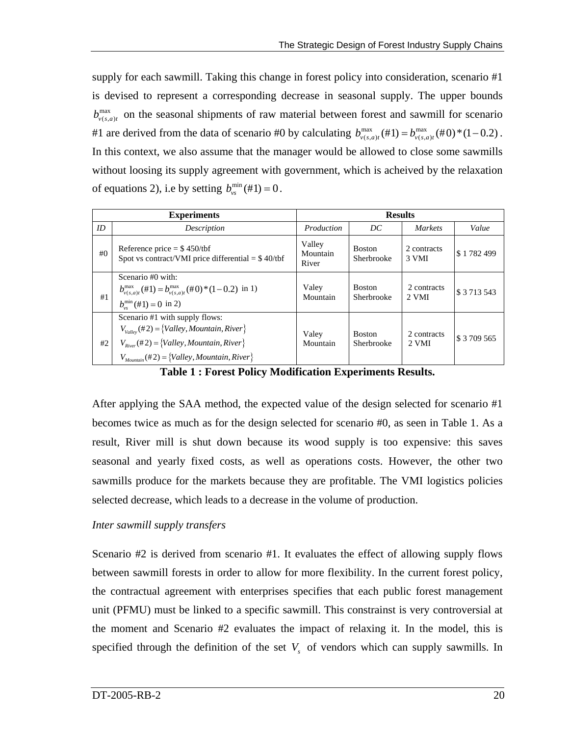supply for each sawmill. Taking this change in forest policy into consideration, scenario #1 is devised to represent a corresponding decrease in seasonal supply. The upper bounds $b^{\max}_{v(s,a)t}$ on the seasonal shipments of raw material between forest and sawmill for scenario #1 are derived from the data of scenario #0 by calculating $b^{\max}_{v(s,a)t}(\#1) = b^{\max}_{v(s,a)t}(\#0) * (1-0.2)$. In this context, we also assume that the manager would be allowed to close some sawmills without loosing its supply agreement with government, which is acheived by the relaxation of equations 2), i.e by setting $b^{\min}_{vs}(\#1) = 0$.

| Experiments | | Results | | | |
|---|---|---|---|---|---|
| *ID* | *Description* | *Production* | *DC* | *Markets* | *Value* |
| #0 | Reference price = \$ 450/tbf<br>Spot vs contract/VMI price differential = \$ 40/tbf | Valley<br>Mountain<br>River | Boston<br>Sherbrooke | 2 contracts<br>3 VMI | \$ 1 782 499 |
| #1 | Scenario #0 with:<br>$b^{\max}_{v(s,a)t}(\#1) = b^{\max}_{v(s,a)t}(\#0) * (1-0.2)$ in 1)<br>$b^{\min}_{vs}(\#1) = 0$ in 2) | Valey<br>Mountain | Boston<br>Sherbrooke | 2 contracts<br>2 VMI | \$ 3 713 543 |
| #2 | Scenario #1 with supply flows:<br>$V_{Valley}(\#2) = \{Valley, Mountain, River\}$<br>$V_{River}(\#2) = \{Valley, Mountain, River\}$<br>$V_{Mountain}(\#2) = \{Valley, Mountain, River\}$ | Valey<br>Mountain | Boston<br>Sherbrooke | 2 contracts<br>2 VMI | \$ 3 709 565 |

**Table 1 : Forest Policy Modification Experiments Results.**

After applying the SAA method, the expected value of the design selected for scenario #1 becomes twice as much as for the design selected for scenario #0, as seen in Table 1. As a result, River mill is shut down because its wood supply is too expensive: this saves seasonal and yearly fixed costs, as well as operations costs. However, the other two sawmills produce for the markets because they are profitable. The VMI logistics policies selected decrease, which leads to a decrease in the volume of production.

*Inter sawmill supply transfers*

Scenario #2 is derived from scenario #1. It evaluates the effect of allowing supply flows between sawmill forests in order to allow for more flexibility. In the current forest policy, the contractual agreement with enterprises specifies that each public forest management unit (PFMU) must be linked to a specific sawmill. This constrainst is very controversial at the moment and Scenario #2 evaluates the impact of relaxing it. In the model, this is specified through the definition of the set $V_s$ of vendors which can supply sawmills. In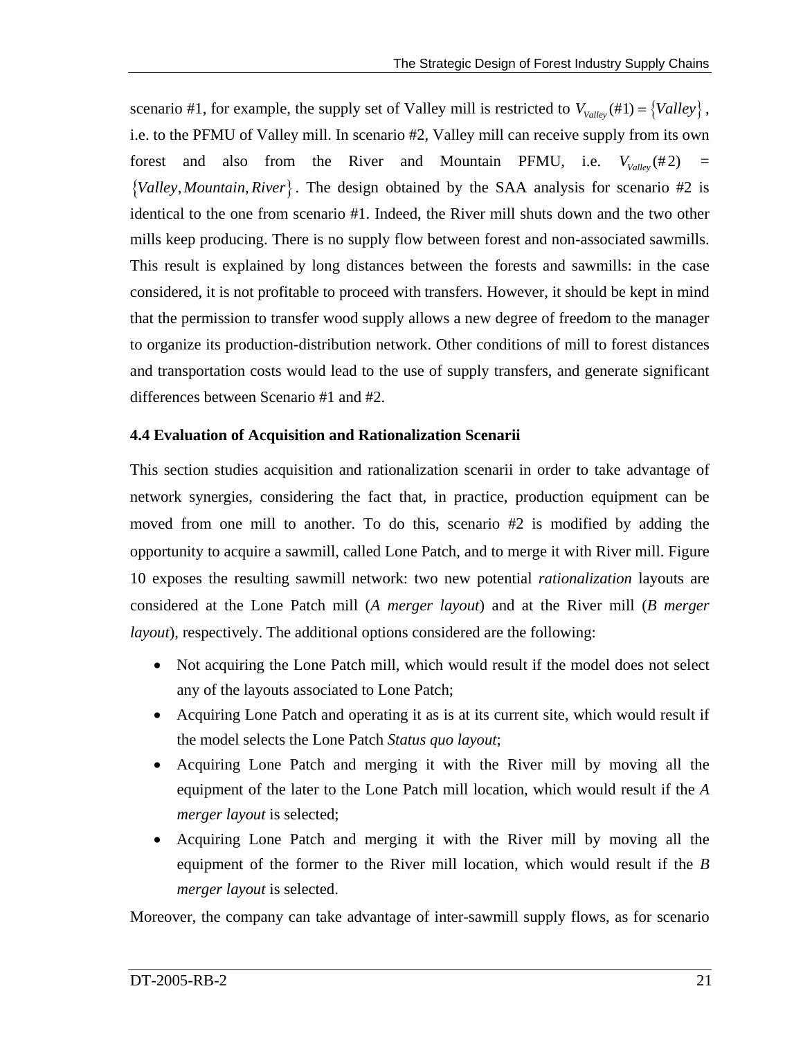scenario #1, for example, the supply set of Valley mill is restricted to $V_{Valley}(\#1) = \{Valley\}$, i.e. to the PFMU of Valley mill. In scenario #2, Valley mill can receive supply from its own forest and also from the River and Mountain PFMU, i.e. $V_{Valley}(\#2) = \{Valley, Mountain, River\}$. The design obtained by the SAA analysis for scenario #2 is identical to the one from scenario #1. Indeed, the River mill shuts down and the two other mills keep producing. There is no supply flow between forest and non-associated sawmills. This result is explained by long distances between the forests and sawmills: in the case considered, it is not profitable to proceed with transfers. However, it should be kept in mind that the permission to transfer wood supply allows a new degree of freedom to the manager to organize its production-distribution network. Other conditions of mill to forest distances and transportation costs would lead to the use of supply transfers, and generate significant differences between Scenario #1 and #2.

### 4.4 Evaluation of Acquisition and Rationalization Scenarii

This section studies acquisition and rationalization scenarii in order to take advantage of network synergies, considering the fact that, in practice, production equipment can be moved from one mill to another. To do this, scenario #2 is modified by adding the opportunity to acquire a sawmill, called Lone Patch, and to merge it with River mill. Figure 10 exposes the resulting sawmill network: two new potential *rationalization* layouts are considered at the Lone Patch mill (*A merger layout*) and at the River mill (*B merger layout*), respectively. The additional options considered are the following:

- Not acquiring the Lone Patch mill, which would result if the model does not select any of the layouts associated to Lone Patch;
- Acquiring Lone Patch and operating it as is at its current site, which would result if the model selects the Lone Patch *Status quo layout*;
- Acquiring Lone Patch and merging it with the River mill by moving all the equipment of the later to the Lone Patch mill location, which would result if the *A merger layout* is selected;
- Acquiring Lone Patch and merging it with the River mill by moving all the equipment of the former to the River mill location, which would result if the *B merger layout* is selected.

Moreover, the company can take advantage of inter-sawmill supply flows, as for scenario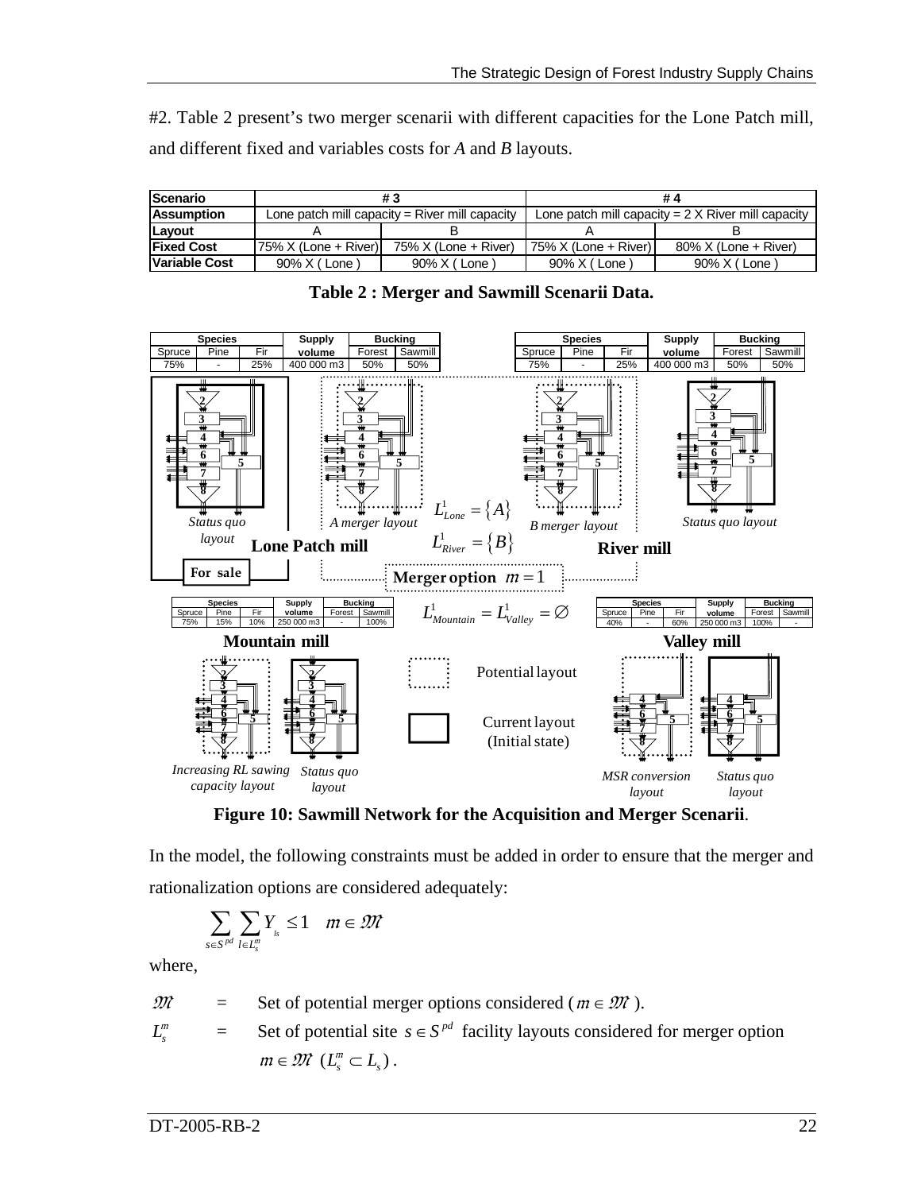#2. Table 2 present's two merger scenarii with different capacities for the Lone Patch mill, and different fixed and variables costs for *A* and *B* layouts.

| Scenario | # 3 | | # 4 | |
|---|---|---|---|---|
| Assumption | Lone patch mill capacity = River mill capacity | | Lone patch mill capacity = 2 X River mill capacity | |
| Layout | A | B | A | B |
| Fixed Cost | 75% X (Lone + River) | 75% X (Lone + River) | 75% X (Lone + River) | 80% X (Lone + River) |
| Variable Cost | 90% X ( Lone ) | 90% X ( Lone ) | 90% X ( Lone ) | 90% X ( Lone ) |

**Table 2 : Merger and Sawmill Scenarii Data.**

**Figure 10: Sawmill Network for the Acquisition and Merger Scenarii**.

In the model, the following constraints must be added in order to ensure that the merger and rationalization options are considered adequately:

$$\sum_{s \in S^{pd}} \sum_{l \in L_s^m} Y_{ls} \leq 1 \quad m \in \mathcal{M}$$

where,

$\mathcal{M}$ = Set of potential merger options considered ($m \in \mathcal{M}$ ).

$L_s^m$ = Set of potential site $s \in S^{pd}$ facility layouts considered for merger option $m \in \mathcal{M}$ $(L_s^m \subset L_s)$.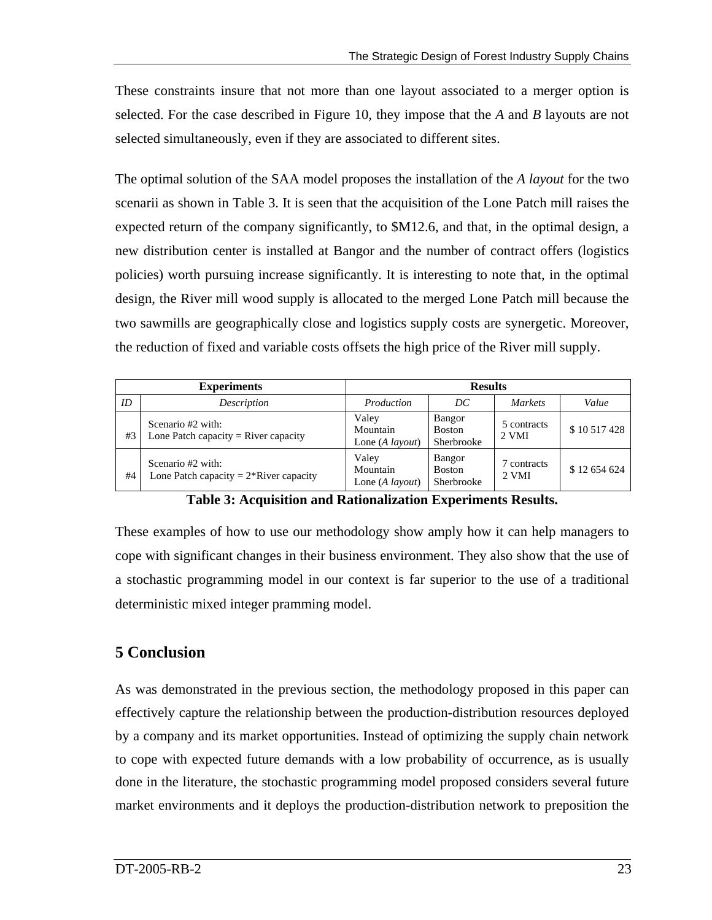These constraints insure that not more than one layout associated to a merger option is selected. For the case described in Figure 10, they impose that the *A* and *B* layouts are not selected simultaneously, even if they are associated to different sites.

The optimal solution of the SAA model proposes the installation of the *A layout* for the two scenarii as shown in Table 3. It is seen that the acquisition of the Lone Patch mill raises the expected return of the company significantly, to $M12.6, and that, in the optimal design, a new distribution center is installed at Bangor and the number of contract offers (logistics policies) worth pursuing increase significantly. It is interesting to note that, in the optimal design, the River mill wood supply is allocated to the merged Lone Patch mill because the two sawmills are geographically close and logistics supply costs are synergetic. Moreover, the reduction of fixed and variable costs offsets the high price of the River mill supply.

| **Experiments** | | **Results** | | | |
|---|---|---|---|---|---|
| *ID* | *Description* | *Production* | *DC* | *Markets* | *Value* |
| #3 | Scenario #2 with: Lone Patch capacity = River capacity | Valey Mountain Lone (*A layout*) | Bangor Boston Sherbrooke | 5 contracts 2 VMI | $ 10 517 428 |
| #4 | Scenario #2 with: Lone Patch capacity = 2*River capacity | Valey Mountain Lone (*A layout*) | Bangor Boston Sherbrooke | 7 contracts 2 VMI | $ 12 654 624 |

**Table 3: Acquisition and Rationalization Experiments Results.**

These examples of how to use our methodology show amply how it can help managers to cope with significant changes in their business environment. They also show that the use of a stochastic programming model in our context is far superior to the use of a traditional deterministic mixed integer pramming model.

## 5 Conclusion

As was demonstrated in the previous section, the methodology proposed in this paper can effectively capture the relationship between the production-distribution resources deployed by a company and its market opportunities. Instead of optimizing the supply chain network to cope with expected future demands with a low probability of occurrence, as is usually done in the literature, the stochastic programming model proposed considers several future market environments and it deploys the production-distribution network to preposition the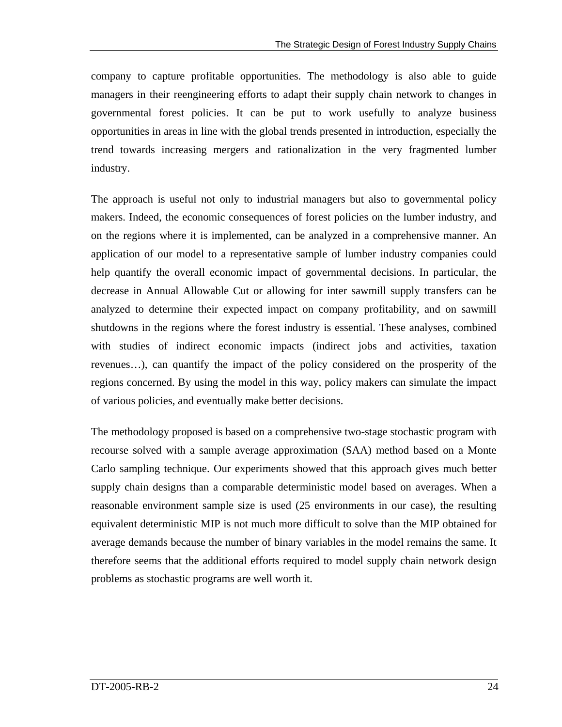company to capture profitable opportunities. The methodology is also able to guide managers in their reengineering efforts to adapt their supply chain network to changes in governmental forest policies. It can be put to work usefully to analyze business opportunities in areas in line with the global trends presented in introduction, especially the trend towards increasing mergers and rationalization in the very fragmented lumber industry.

The approach is useful not only to industrial managers but also to governmental policy makers. Indeed, the economic consequences of forest policies on the lumber industry, and on the regions where it is implemented, can be analyzed in a comprehensive manner. An application of our model to a representative sample of lumber industry companies could help quantify the overall economic impact of governmental decisions. In particular, the decrease in Annual Allowable Cut or allowing for inter sawmill supply transfers can be analyzed to determine their expected impact on company profitability, and on sawmill shutdowns in the regions where the forest industry is essential. These analyses, combined with studies of indirect economic impacts (indirect jobs and activities, taxation revenues…), can quantify the impact of the policy considered on the prosperity of the regions concerned. By using the model in this way, policy makers can simulate the impact of various policies, and eventually make better decisions.

The methodology proposed is based on a comprehensive two-stage stochastic program with recourse solved with a sample average approximation (SAA) method based on a Monte Carlo sampling technique. Our experiments showed that this approach gives much better supply chain designs than a comparable deterministic model based on averages. When a reasonable environment sample size is used (25 environments in our case), the resulting equivalent deterministic MIP is not much more difficult to solve than the MIP obtained for average demands because the number of binary variables in the model remains the same. It therefore seems that the additional efforts required to model supply chain network design problems as stochastic programs are well worth it.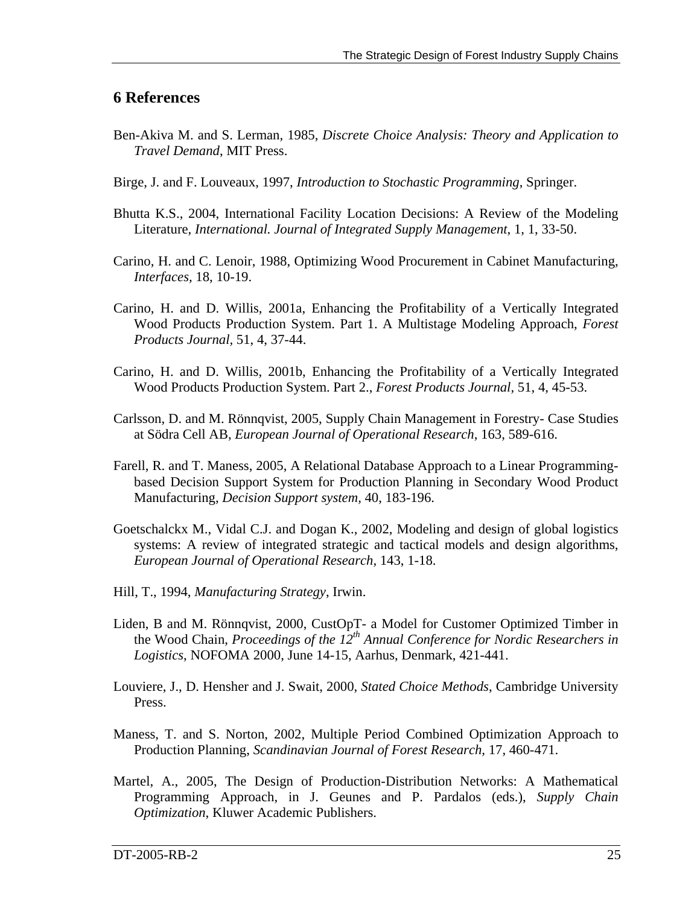## 6 References

Ben-Akiva M. and S. Lerman, 1985, *Discrete Choice Analysis: Theory and Application to Travel Demand*, MIT Press.

Birge, J. and F. Louveaux, 1997, *Introduction to Stochastic Programming*, Springer.

Bhutta K.S., 2004, International Facility Location Decisions: A Review of the Modeling Literature, *International. Journal of Integrated Supply Management*, 1, 1, 33-50.

Carino, H. and C. Lenoir, 1988, Optimizing Wood Procurement in Cabinet Manufacturing, *Interfaces,* 18, 10-19.

Carino, H. and D. Willis, 2001a, Enhancing the Profitability of a Vertically Integrated Wood Products Production System. Part 1. A Multistage Modeling Approach, *Forest Products Journal,* 51, 4, 37-44.

Carino, H. and D. Willis, 2001b, Enhancing the Profitability of a Vertically Integrated Wood Products Production System. Part 2., *Forest Products Journal,* 51, 4, 45-53.

Carlsson, D. and M. Rönnqvist, 2005, Supply Chain Management in Forestry- Case Studies at Södra Cell AB, *European Journal of Operational Research,* 163, 589-616.

Farell, R. and T. Maness, 2005, A Relational Database Approach to a Linear Programming-based Decision Support System for Production Planning in Secondary Wood Product Manufacturing, *Decision Support system,* 40, 183-196.

Goetschalckx M., Vidal C.J. and Dogan K., 2002, Modeling and design of global logistics systems: A review of integrated strategic and tactical models and design algorithms, *European Journal of Operational Research*, 143, 1-18.

Hill, T., 1994, *Manufacturing Strategy*, Irwin.

Liden, B and M. Rönnqvist, 2000, CustOpT- a Model for Customer Optimized Timber in the Wood Chain, *Proceedings of the 12th Annual Conference for Nordic Researchers in Logistics*, NOFOMA 2000, June 14-15, Aarhus, Denmark, 421-441.

Louviere, J., D. Hensher and J. Swait, 2000, *Stated Choice Methods*, Cambridge University Press.

Maness, T. and S. Norton, 2002, Multiple Period Combined Optimization Approach to Production Planning, *Scandinavian Journal of Forest Research,* 17, 460-471.

Martel, A., 2005, The Design of Production-Distribution Networks: A Mathematical Programming Approach, in J. Geunes and P. Pardalos (eds.), *Supply Chain Optimization*, Kluwer Academic Publishers.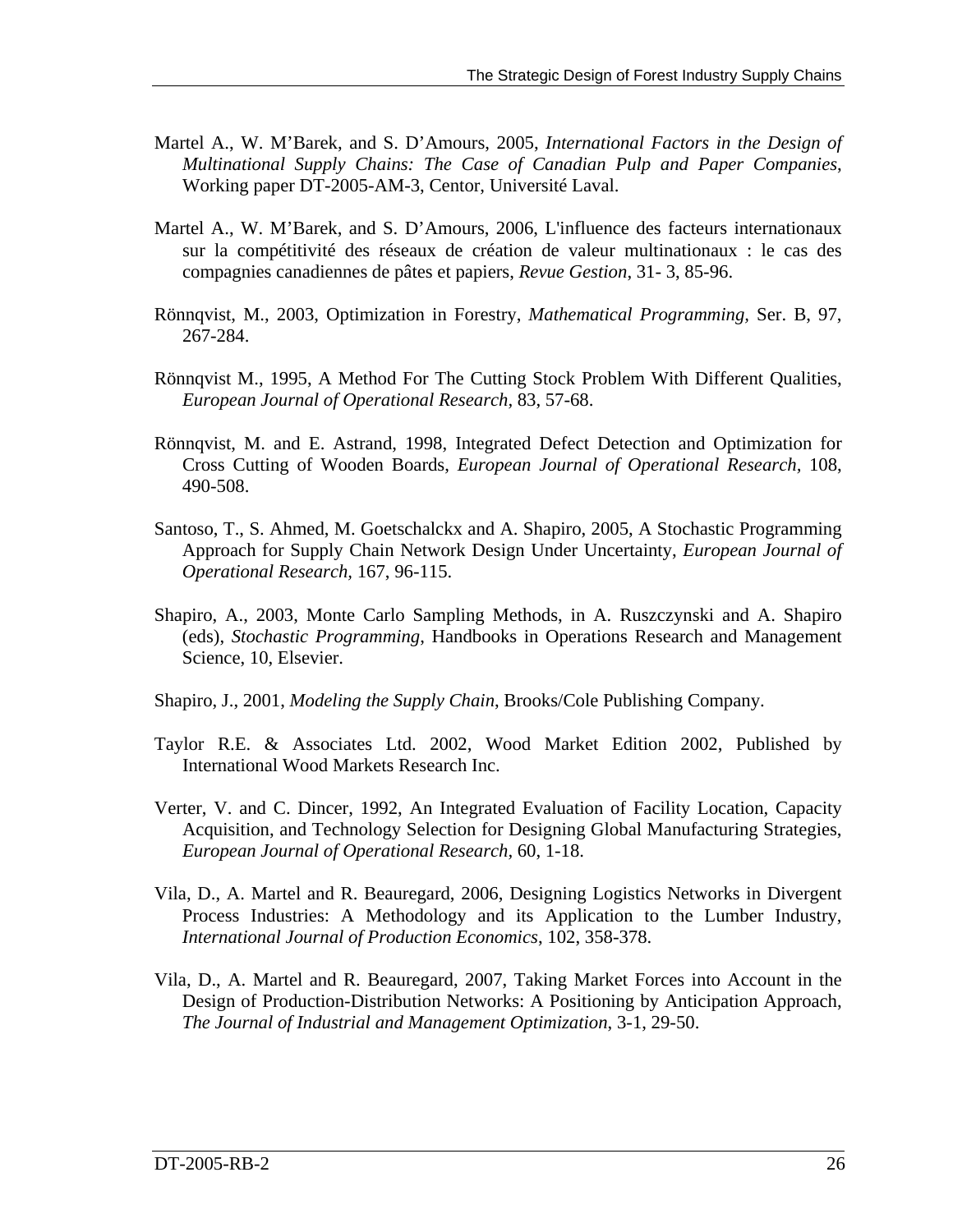Martel A., W. M'Barek, and S. D'Amours, 2005, *International Factors in the Design of Multinational Supply Chains: The Case of Canadian Pulp and Paper Companies*, Working paper DT-2005-AM-3, Centor, Université Laval.

Martel A., W. M'Barek, and S. D'Amours, 2006, L'influence des facteurs internationaux sur la compétitivité des réseaux de création de valeur multinationaux : le cas des compagnies canadiennes de pâtes et papiers, *Revue Gestion*, 31- 3, 85-96.

Rönnqvist, M., 2003, Optimization in Forestry, *Mathematical Programming*, Ser. B, 97, 267-284.

Rönnqvist M., 1995, A Method For The Cutting Stock Problem With Different Qualities, *European Journal of Operational Research*, 83, 57-68.

Rönnqvist, M. and E. Astrand, 1998, Integrated Defect Detection and Optimization for Cross Cutting of Wooden Boards, *European Journal of Operational Research*, 108, 490-508.

Santoso, T., S. Ahmed, M. Goetschalckx and A. Shapiro, 2005, A Stochastic Programming Approach for Supply Chain Network Design Under Uncertainty, *European Journal of Operational Research*, 167, 96-115.

Shapiro, A., 2003, Monte Carlo Sampling Methods, in A. Ruszczynski and A. Shapiro (eds), *Stochastic Programming*, Handbooks in Operations Research and Management Science, 10, Elsevier.

Shapiro, J., 2001, *Modeling the Supply Chain*, Brooks/Cole Publishing Company.

Taylor R.E. & Associates Ltd. 2002, Wood Market Edition 2002, Published by International Wood Markets Research Inc.

Verter, V. and C. Dincer, 1992, An Integrated Evaluation of Facility Location, Capacity Acquisition, and Technology Selection for Designing Global Manufacturing Strategies, *European Journal of Operational Research*, 60, 1-18.

Vila, D., A. Martel and R. Beauregard, 2006, Designing Logistics Networks in Divergent Process Industries: A Methodology and its Application to the Lumber Industry, *International Journal of Production Economics*, 102, 358-378.

Vila, D., A. Martel and R. Beauregard, 2007, Taking Market Forces into Account in the Design of Production-Distribution Networks: A Positioning by Anticipation Approach, *The Journal of Industrial and Management Optimization*, 3-1, 29-50.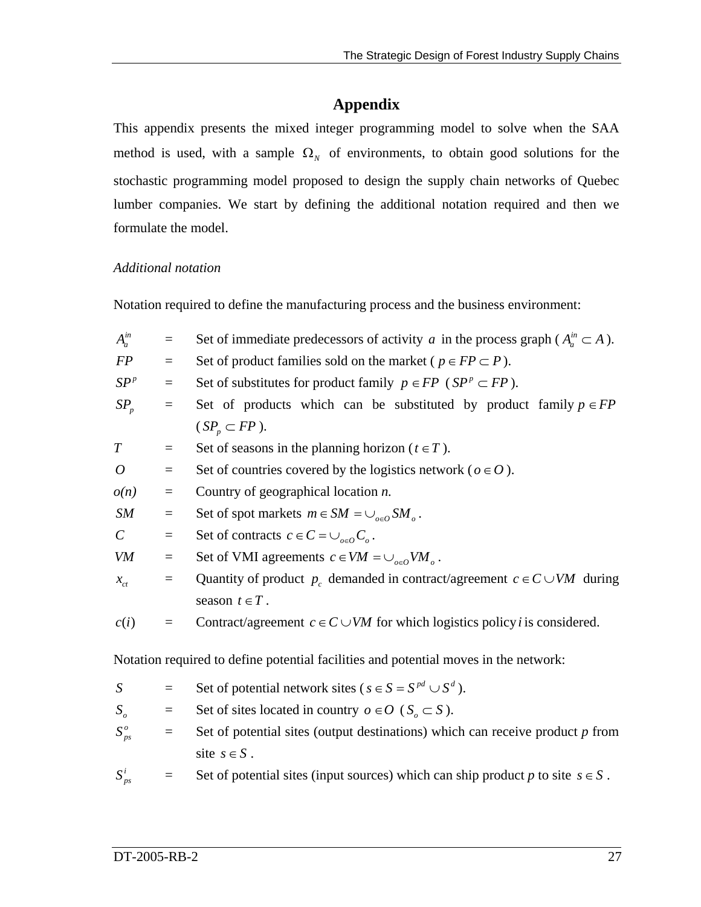# Appendix

This appendix presents the mixed integer programming model to solve when the SAA method is used, with a sample $\Omega_N$ of environments, to obtain good solutions for the stochastic programming model proposed to design the supply chain networks of Quebec lumber companies. We start by defining the additional notation required and then we formulate the model.

*Additional notation*

Notation required to define the manufacturing process and the business environment:

| | | |
|---|---|---|
| $A_a^{in}$ | = | Set of immediate predecessors of activity $a$ in the process graph ( $A_a^{in} \subset A$ ). |
| $FP$ | = | Set of product families sold on the market ( $p \in FP \subset P$ ). |
| $SP^p$ | = | Set of substitutes for product family $p \in FP$ ( $SP^p \subset FP$ ). |
| $SP_p$ | = | Set of products which can be substituted by product family $p \in FP$ ( $SP_p \subset FP$ ). |
| $T$ | = | Set of seasons in the planning horizon ( $t \in T$ ). |
| $O$ | = | Set of countries covered by the logistics network ( $o \in O$ ). |
| $o(n)$ | = | Country of geographical location $n$. |
| $SM$ | = | Set of spot markets $m \in SM = \cup_{o \in O} SM_o$ . |
| $C$ | = | Set of contracts $c \in C = \cup_{o \in O} C_o$ . |
| $VM$ | = | Set of VMI agreements $c \in VM = \cup_{o \in O} VM_o$ . |
| $x_{ct}$ | = | Quantity of product $p_c$ demanded in contract/agreement $c \in C \cup VM$ during season $t \in T$ . |
| $c(i)$ | = | Contract/agreement $c \in C \cup VM$ for which logistics policy $i$ is considered. |

Notation required to define potential facilities and potential moves in the network:

| | | |
|---|---|---|
| $S$ | = | Set of potential network sites ( $s \in S = S^{pd} \cup S^d$ ). |
| $S_o$ | = | Set of sites located in country $o \in O$ ( $S_o \subset S$ ). |
| $S_{ps}^o$ | = | Set of potential sites (output destinations) which can receive product $p$ from site $s \in S$ . |
| $S_{ps}^i$ | = | Set of potential sites (input sources) which can ship product $p$ to site $s \in S$ . |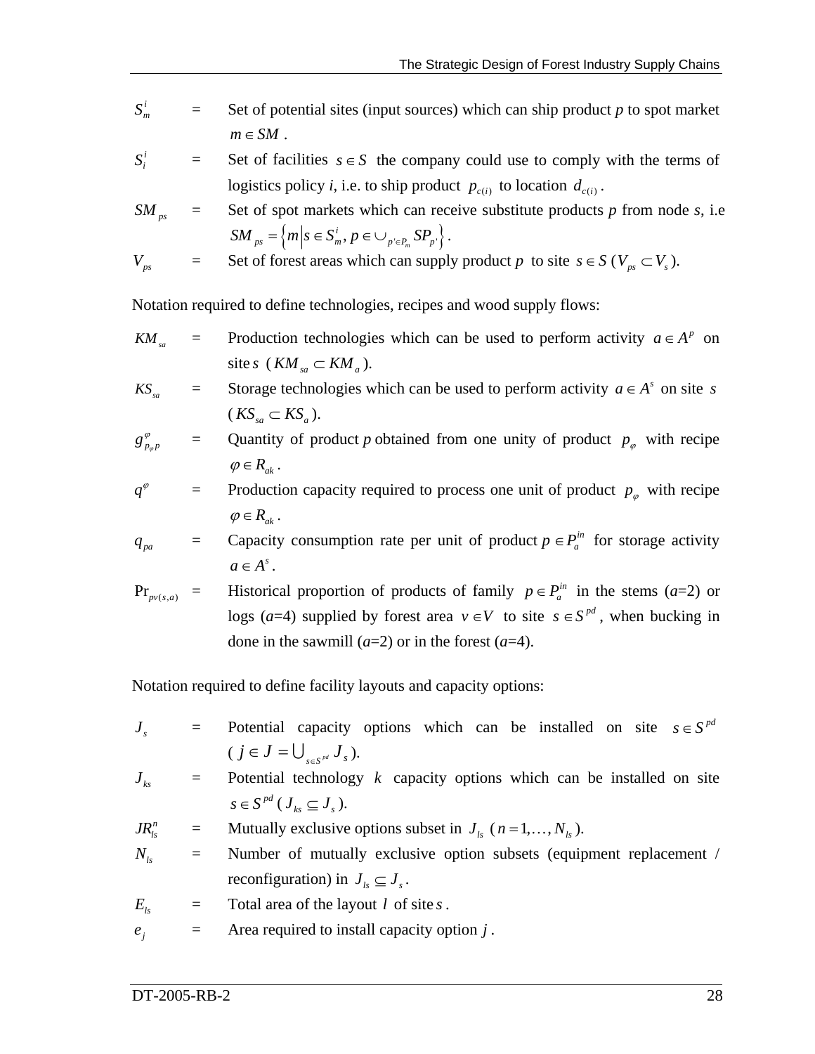$S^i_m$ = Set of potential sites (input sources) which can ship product *p* to spot market $m \in SM$ .

$S^i_i$ = Set of facilities $s \in S$ the company could use to comply with the terms of logistics policy *i*, i.e. to ship product $p_{c(i)}$ to location $d_{c(i)}$ .

$SM_{ps}$ = Set of spot markets which can receive substitute products *p* from node *s*, i.e $SM_{ps} = \left\{ m \middle| s \in S^i_m, p \in \cup_{p' \in P_m} SP_{p'} \right\}$ .

$V_{ps}$ = Set of forest areas which can supply product $p$ to site $s \in S$ ($V_{ps} \subset V_s$).

Notation required to define technologies, recipes and wood supply flows:

$KM_{sa}$ = Production technologies which can be used to perform activity $a \in A^p$ on site $s$ ($KM_{sa} \subset KM_a$).

$KS_{sa}$ = Storage technologies which can be used to perform activity $a \in A^s$ on site $s$ ($KS_{sa} \subset KS_a$).

$g^{\varphi}_{p_\varphi p}$ = Quantity of product *p* obtained from one unity of product $p_\varphi$ with recipe $\varphi \in R_{ak}$ .

$q^{\varphi}$ = Production capacity required to process one unit of product $p_\varphi$ with recipe $\varphi \in R_{ak}$ .

$q_{pa}$ = Capacity consumption rate per unit of product $p \in P^{in}_a$ for storage activity $a \in A^s$ .

$\Pr_{pv(s,a)}$ = Historical proportion of products of family $p \in P^{in}_a$ in the stems (*a*=2) or logs (*a*=4) supplied by forest area $v \in V$ to site $s \in S^{pd}$ , when bucking in done in the sawmill (*a*=2) or in the forest (*a*=4).

Notation required to define facility layouts and capacity options:

$J_s$ = Potential capacity options which can be installed on site $s \in S^{pd}$ ($j \in J = \bigcup_{s \in S^{pd}} J_s$).

$J_{ks}$ = Potential technology $k$ capacity options which can be installed on site $s \in S^{pd}$ ($J_{ks} \subseteq J_s$).

$JR^n_{ls}$ = Mutually exclusive options subset in $J_{ls}$ ($n = 1, \ldots, N_{ls}$).

$N_{ls}$ = Number of mutually exclusive option subsets (equipment replacement / reconfiguration) in $J_{ls} \subseteq J_s$ .

$E_{ls}$ = Total area of the layout $l$ of site $s$ .

$e_j$ = Area required to install capacity option $j$ .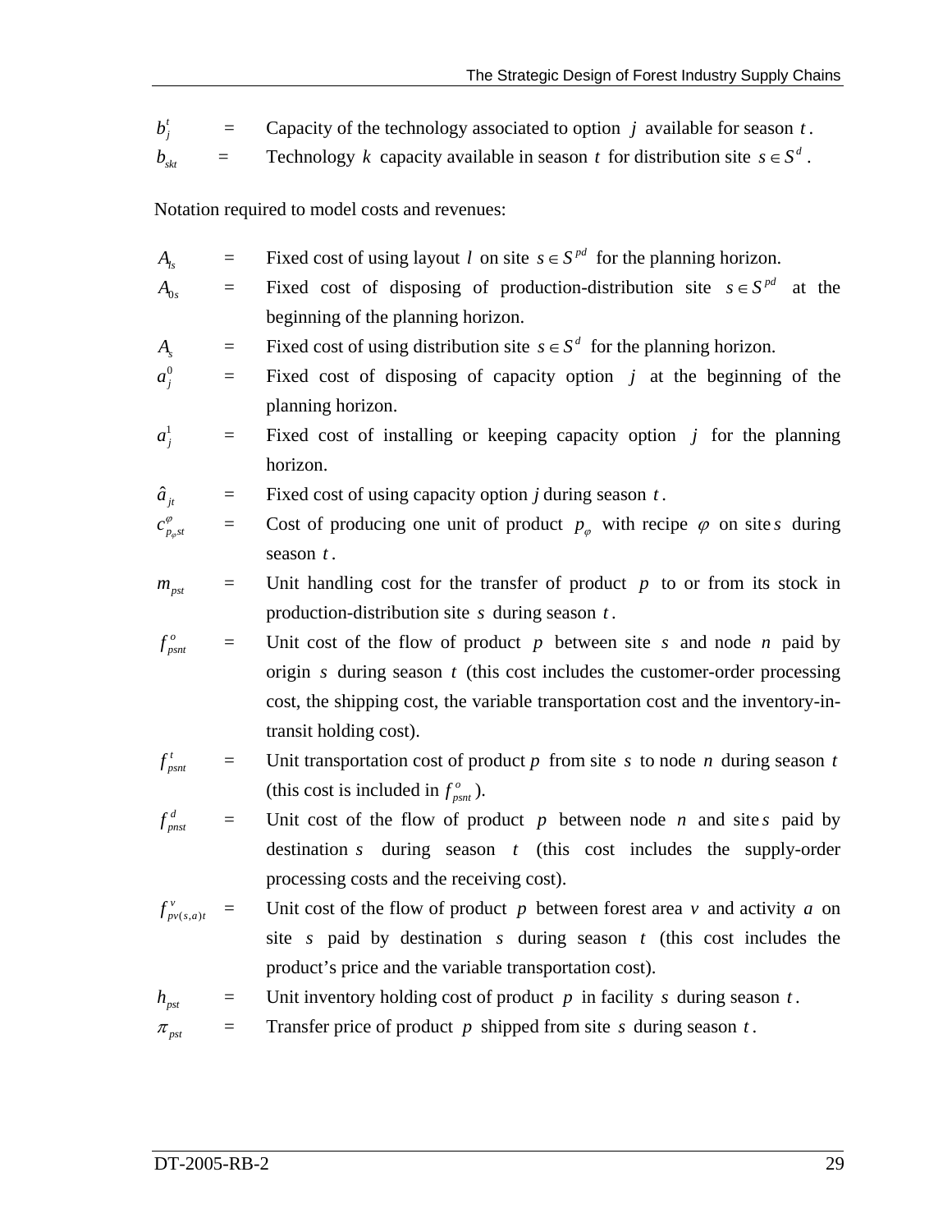$b_j^t$ = Capacity of the technology associated to option $j$ available for season $t$.

$b_{skt}$ = Technology $k$ capacity available in season $t$ for distribution site $s \in S^d$.

Notation required to model costs and revenues:

$A_{ls}$ = Fixed cost of using layout $l$ on site $s \in S^{pd}$ for the planning horizon.

$A_{0s}$ = Fixed cost of disposing of production-distribution site $s \in S^{pd}$ at the beginning of the planning horizon.

$A_s$ = Fixed cost of using distribution site $s \in S^d$ for the planning horizon.

$a_j^0$ = Fixed cost of disposing of capacity option $j$ at the beginning of the planning horizon.

$a_j^1$ = Fixed cost of installing or keeping capacity option $j$ for the planning horizon.

$\hat{a}_{jt}$ = Fixed cost of using capacity option $j$ during season $t$.

$c_{p_\varphi st}^{\varphi}$ = Cost of producing one unit of product $p_\varphi$ with recipe $\varphi$ on site $s$ during season $t$.

$m_{pst}$ = Unit handling cost for the transfer of product $p$ to or from its stock in production-distribution site $s$ during season $t$.

$f_{psnt}^{o}$ = Unit cost of the flow of product $p$ between site $s$ and node $n$ paid by origin $s$ during season $t$ (this cost includes the customer-order processing cost, the shipping cost, the variable transportation cost and the inventory-in-transit holding cost).

$f_{psnt}^{t}$ = Unit transportation cost of product $p$ from site $s$ to node $n$ during season $t$ (this cost is included in $f_{psnt}^{o}$).

$f_{pnst}^{d}$ = Unit cost of the flow of product $p$ between node $n$ and site $s$ paid by destination $s$ during season $t$ (this cost includes the supply-order processing costs and the receiving cost).

$f_{pv(s,a)t}^{v}$ = Unit cost of the flow of product $p$ between forest area $v$ and activity $a$ on site $s$ paid by destination $s$ during season $t$ (this cost includes the product's price and the variable transportation cost).

$h_{pst}$ = Unit inventory holding cost of product $p$ in facility $s$ during season $t$.

$\pi_{pst}$ = Transfer price of product $p$ shipped from site $s$ during season $t$.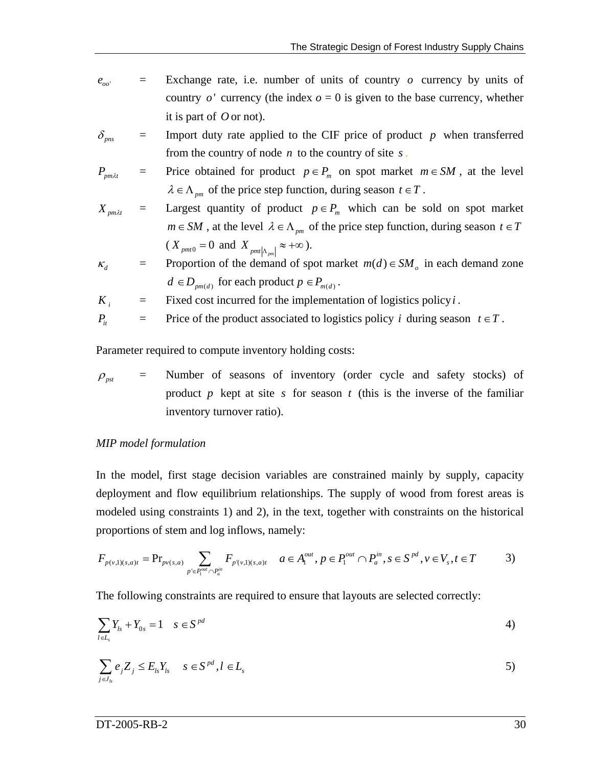$e_{oo'}$ = Exchange rate, i.e. number of units of country $o$ currency by units of country $o'$ currency (the index $o$ = 0 is given to the base currency, whether it is part of $O$ or not).

$\delta_{pns}$ = Import duty rate applied to the CIF price of product $p$ when transferred from the country of node $n$ to the country of site $s$.

$P_{pm\lambda t}$ = Price obtained for product $p \in P_m$ on spot market $m \in SM$, at the level $\lambda \in \Lambda_{pm}$ of the price step function, during season $t \in T$.

$X_{pm\lambda t}$ = Largest quantity of product $p \in P_m$ which can be sold on spot market $m \in SM$, at the level $\lambda \in \Lambda_{pm}$ of the price step function, during season $t \in T$ ($X_{pmt0} = 0$ and $X_{pmt|\Lambda_{pm}|} \approx +\infty$).

$\kappa_d$ = Proportion of the demand of spot market $m(d) \in SM_o$ in each demand zone $d \in D_{pm(d)}$ for each product $p \in P_{m(d)}$.

$K_i$ = Fixed cost incurred for the implementation of logistics policy $i$.

$P_{it}$ = Price of the product associated to logistics policy $i$ during season $t \in T$.

Parameter required to compute inventory holding costs:

$\rho_{pst}$ = Number of seasons of inventory (order cycle and safety stocks) of product $p$ kept at site $s$ for season $t$ (this is the inverse of the familiar inventory turnover ratio).

*MIP model formulation*

In the model, first stage decision variables are constrained mainly by supply, capacity deployment and flow equilibrium relationships. The supply of wood from forest areas is modeled using constraints 1) and 2), in the text, together with constraints on the historical proportions of stem and log inflows, namely:

$$F_{p(v,1)(s,a)t} = \mathrm{Pr}_{pv(s,a)} \sum_{p' \in P_1^{out} \cap P_a^{in}} F_{p'(v,1)(s,a)t} \quad a \in A_1^{out}, p \in P_1^{out} \cap P_a^{in}, s \in S^{pd}, v \in V_s, t \in T \qquad 3)$$

The following constraints are required to ensure that layouts are selected correctly:

$$\sum_{l \in L_s} Y_{ls} + Y_{0s} = 1 \quad s \in S^{pd} \qquad 4)$$

$$\sum_{j \in J_{ls}} e_j Z_j \le E_{ls} Y_{ls} \quad s \in S^{pd}, l \in L_s \qquad 5)$$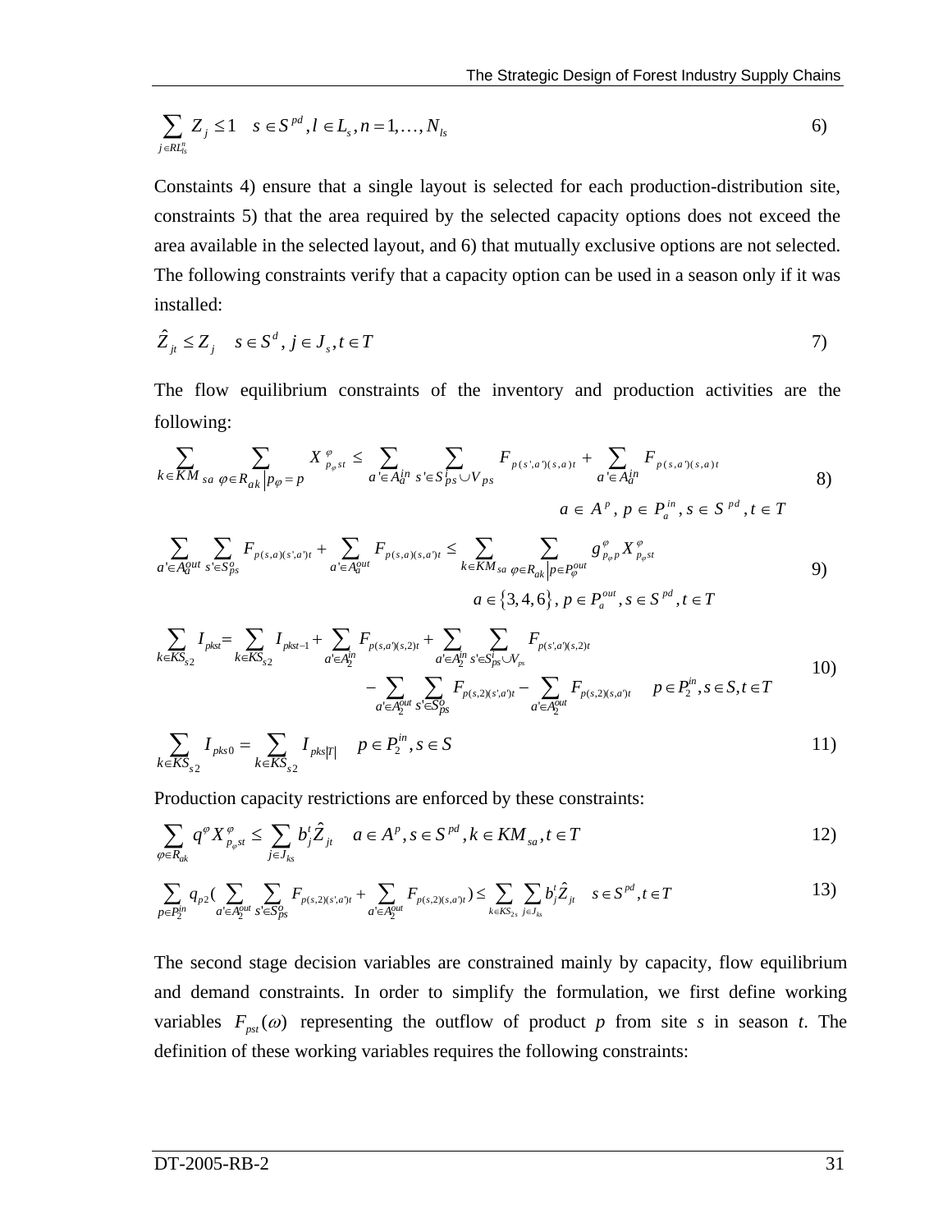$$\sum_{j \in RL_{ls}^{n}} Z_j \leq 1 \quad s \in S^{pd}, l \in L_s, n = 1, \ldots, N_{ls} \tag{6}$$

Constaints 4) ensure that a single layout is selected for each production-distribution site, constraints 5) that the area required by the selected capacity options does not exceed the area available in the selected layout, and 6) that mutually exclusive options are not selected. The following constraints verify that a capacity option can be used in a season only if it was installed:

$$\hat{Z}_{jt} \leq Z_j \quad s \in S^d, j \in J_s, t \in T \tag{7}$$

The flow equilibrium constraints of the inventory and production activities are the following:

$$\sum_{k \in KM_{sa}} \sum_{\varphi \in R_{ak} | p_\varphi = p} X_{p_\varphi st}^{\varphi} \leq \sum_{a' \in A_a^{in}} \sum_{s' \in S_{ps}^{i} \cup V_{ps}} F_{p(s',a')(s,a)t} + \sum_{a' \in A_a^{in}} F_{p(s,a')(s,a)t} \tag{8}$$
$$a \in A^p, p \in P_a^{in}, s \in S^{pd}, t \in T$$

$$\sum_{a' \in A_a^{out}} \sum_{s' \in S_{ps}^{o}} F_{p(s,a)(s',a')t} + \sum_{a' \in A_a^{out}} F_{p(s,a)(s,a')t} \leq \sum_{k \in KM_{sa}} \sum_{\varphi \in R_{ak} | p \in P_\varphi^{out}} g_{p_\varphi p}^{\varphi} X_{p_\varphi st}^{\varphi} \tag{9}$$
$$a \in \{3, 4, 6\}, p \in P_a^{out}, s \in S^{pd}, t \in T$$

$$\sum_{k \in KS_{s2}} I_{pkst} = \sum_{k \in KS_{s2}} I_{pkst-1} + \sum_{a' \in A_2^{in}} F_{p(s,a')(s,2)t} + \sum_{a' \in A_2^{in}} \sum_{s' \in S_{ps}^{i} \cup V_{ps}} F_{p(s',a')(s,2)t}$$
$$- \sum_{a' \in A_2^{out}} \sum_{s' \in S_{ps}^{o}} F_{p(s,2)(s',a')t} - \sum_{a' \in A_2^{out}} F_{p(s,2)(s,a')t} \quad p \in P_2^{in}, s \in S, t \in T \tag{10}$$

$$\sum_{k \in KS_{s2}} I_{pks0} = \sum_{k \in KS_{s2}} I_{pks|T|} \quad p \in P_2^{in}, s \in S \tag{11}$$

Production capacity restrictions are enforced by these constraints:

$$\sum_{\varphi \in R_{ak}} q^{\varphi} X_{p_\varphi st}^{\varphi} \leq \sum_{j \in J_{ks}} b_j^t \hat{Z}_{jt} \quad a \in A^p, s \in S^{pd}, k \in KM_{sa}, t \in T \tag{12}$$

$$\sum_{p \in P_2^{in}} q_{p2} \left( \sum_{a' \in A_2^{out}} \sum_{s' \in S_{ps}^{o}} F_{p(s,2)(s',a')t} + \sum_{a' \in A_2^{out}} F_{p(s,2)(s,a')t} \right) \leq \sum_{k \in KS_{2s}} \sum_{j \in J_{ks}} b_j^t \hat{Z}_{jt} \quad s \in S^{pd}, t \in T \tag{13}$$

The second stage decision variables are constrained mainly by capacity, flow equilibrium and demand constraints. In order to simplify the formulation, we first define working variables $F_{pst}(\omega)$ representing the outflow of product *p* from site *s* in season *t*. The definition of these working variables requires the following constraints: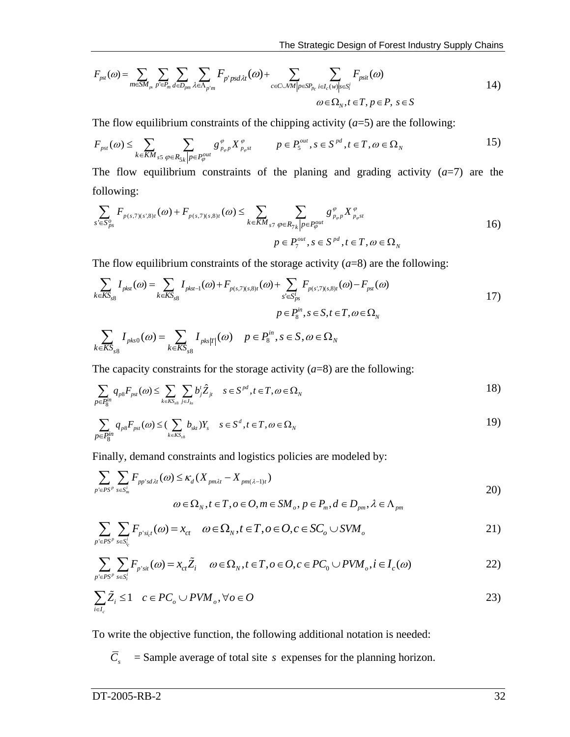$$F_{pst}(\omega) = \sum_{m \in SM_{ps}} \sum_{p' \in P_m} \sum_{d \in D_{pm}} \sum_{\lambda \in \Lambda_{p'm}} F_{p'psd\lambda t}(\omega) + \sum_{c \in C \cup VM \left| p \in SP_{pc} \right.} \sum_{i \in I_c(w) \left| s \in S_i^l \right.} F_{psit}(\omega) \quad \omega \in \Omega_N, t \in T, p \in P, s \in S \tag{14)}$$

The flow equilibrium constraints of the chipping activity (*a*=5) are the following:

$$F_{pst}(\omega) \leq \sum_{k \in KM_{s5}} \sum_{\varphi \in R_{5k} \left| p \in P_\varphi^{out} \right.} g_{p_\varphi p}^{\varphi} X_{p_\varphi st}^{\varphi} \qquad p \in P_5^{out}, s \in S^{pd}, t \in T, \omega \in \Omega_N \tag{15)}$$

The flow equilibrium constraints of the planing and grading activity (*a*=7) are the following:

$$\sum_{s' \in S_{ps}^o} F_{p(s,7)(s',8)t}(\omega) + F_{p(s,7)(s,8)t}(\omega) \leq \sum_{k \in KM_{s7}} \sum_{\varphi \in R_{7k} \left| p \in P_\varphi^{out} \right.} g_{p_\varphi p}^{\varphi} X_{p_\varphi st}^{\varphi} \quad p \in P_7^{out}, s \in S^{pd}, t \in T, \omega \in \Omega_N \tag{16)}$$

The flow equilibrium constraints of the storage activity (*a*=8) are the following:

$$\sum_{k \in KS_{s8}} I_{pkst}(\omega) = \sum_{k \in KS_{s8}} I_{pkst-1}(\omega) + F_{p(s,7)(s,8)t}(\omega) + \sum_{s' \in S_{ps}^i} F_{p(s',7)(s,8)t}(\omega) - F_{pst}(\omega) \quad p \in P_8^{in}, s \in S, t \in T, \omega \in \Omega_N \tag{17)}$$

$$\sum_{k \in KS_{s8}} I_{pks0}(\omega) = \sum_{k \in KS_{s8}} I_{pks|T|}(\omega) \quad p \in P_8^{in}, s \in S, \omega \in \Omega_N$$

The capacity constraints for the storage activity (*a*=8) are the following:

$$\sum_{p \in P_8^{in}} q_{p8} F_{pst}(\omega) \leq \sum_{k \in KS_{s8}} \sum_{j \in J_{ks}} b_j^t \hat{Z}_{jt} \quad s \in S^{pd}, t \in T, \omega \in \Omega_N \tag{18)}$$

$$\sum_{p \in P_8^{in}} q_{p8} F_{pst}(\omega) \leq \Big(\sum_{k \in KS_{s8}} b_{skt}\Big) Y_s \quad s \in S^d, t \in T, \omega \in \Omega_N \tag{19)}$$

Finally, demand constraints and logistics policies are modeled by:

$$\sum_{p' \in PS^p} \sum_{s \in S_m^i} F_{pp'sd\lambda t}(\omega) \leq \kappa_d (X_{pm\lambda t} - X_{pm(\lambda-1)t}) \quad \omega \in \Omega_N, t \in T, o \in O, m \in SM_o, p \in P_m, d \in D_{pm}, \lambda \in \Lambda_{pm} \tag{20)}$$

$$\sum_{p' \in PS^p} \sum_{s \in S_{i_c}^i} F_{p'si_ct}(\omega) = x_{ct} \quad \omega \in \Omega_N, t \in T, o \in O, c \in SC_o \cup SVM_o \tag{21)}$$

$$\sum_{p' \in PS^p} \sum_{s \in S_i^i} F_{p'sit}(\omega) = x_{ct} \tilde{Z}_i \quad \omega \in \Omega_N, t \in T, o \in O, c \in PC_0 \cup PVM_o, i \in I_c(\omega) \tag{22)}$$

$$\sum_{i \in I_c} \tilde{Z}_i \leq 1 \quad c \in PC_o \cup PVM_o, \forall o \in O \tag{23)}$$

To write the objective function, the following additional notation is needed:

$\bar{C}_s$ = Sample average of total site $s$ expenses for the planning horizon.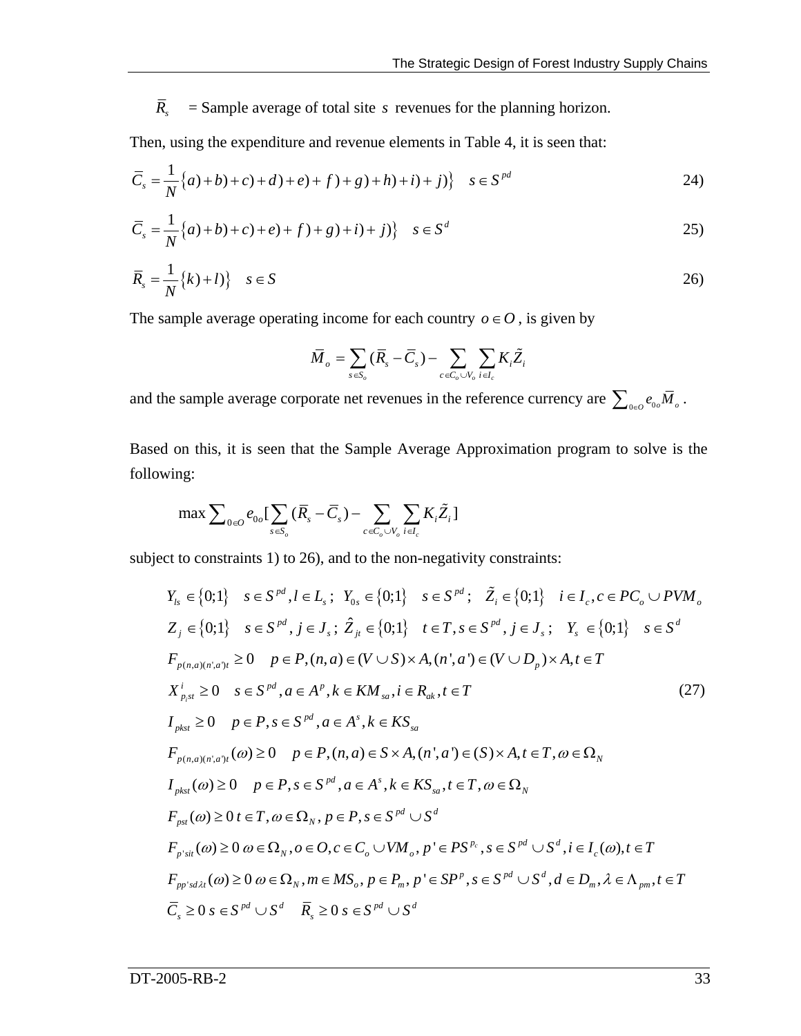$\bar{R}_s$ = Sample average of total site $s$ revenues for the planning horizon.

Then, using the expenditure and revenue elements in Table 4, it is seen that:

$$\bar{C}_s = \frac{1}{N}\{a) + b) + c) + d) + e) + f) + g) + h) + i) + j)\} \quad s \in S^{pd} \tag{24}$$

$$\bar{C}_s = \frac{1}{N}\{a) + b) + c) + e) + f) + g) + i) + j)\} \quad s \in S^{d} \tag{25}$$

$$\bar{R}_s = \frac{1}{N}\{k) + l)\} \quad s \in S \tag{26}$$

The sample average operating income for each country $o \in O$, is given by

$$\bar{M}_o = \sum_{s \in S_o} (\bar{R}_s - \bar{C}_s) - \sum_{c \in C_o \cup V_o} \sum_{i \in I_c} K_i \tilde{Z}_i$$

and the sample average corporate net revenues in the reference currency are $\sum_{0 \in O} e_{0o} \bar{M}_o$.

Based on this, it is seen that the Sample Average Approximation program to solve is the following:

$$\max \sum_{0 \in O} e_{0o} [\sum_{s \in S_o} (\bar{R}_s - \bar{C}_s) - \sum_{c \in C_o \cup V_o} \sum_{i \in I_c} K_i \tilde{Z}_i ]$$

subject to constraints 1) to 26), and to the non-negativity constraints:

$$
\begin{aligned}
& Y_{ls} \in \{0;1\} \quad s \in S^{pd}, l \in L_s \,; \; Y_{0s} \in \{0;1\} \quad s \in S^{pd} ; \quad \tilde{Z}_i \in \{0;1\} \quad i \in I_c, c \in PC_o \cup PVM_o \\
& Z_j \in \{0;1\} \quad s \in S^{pd}, j \in J_s \,; \; \hat{Z}_{jt} \in \{0;1\} \quad t \in T, s \in S^{pd}, j \in J_s \,; \quad Y_s \in \{0;1\} \quad s \in S^{d} \\
& F_{p(n,a)(n',a')t} \geq 0 \quad p \in P, (n,a) \in (V \cup S) \times A, (n',a') \in (V \cup D_p) \times A, t \in T \\
& X^{i}_{p_i st} \geq 0 \quad s \in S^{pd}, a \in A^p, k \in KM_{sa}, i \in R_{ak}, t \in T \\
& I_{pkst} \geq 0 \quad p \in P, s \in S^{pd}, a \in A^s, k \in KS_{sa} \\
& F_{p(n,a)(n',a')t}(\omega) \geq 0 \quad p \in P, (n,a) \in S \times A, (n',a') \in (S) \times A, t \in T, \omega \in \Omega_N \\
& I_{pkst}(\omega) \geq 0 \quad p \in P, s \in S^{pd}, a \in A^s, k \in KS_{sa}, t \in T, \omega \in \Omega_N \\
& F_{pst}(\omega) \geq 0 \; t \in T, \omega \in \Omega_N, p \in P, s \in S^{pd} \cup S^{d} \\
& F_{p'sit}(\omega) \geq 0 \; \omega \in \Omega_N, o \in O, c \in C_o \cup VM_o, p' \in PS^{p_c}, s \in S^{pd} \cup S^{d}, i \in I_c(\omega), t \in T \\
& F_{pp'sd\lambda t}(\omega) \geq 0 \; \omega \in \Omega_N, m \in MS_o, p \in P_m, p' \in SP^{p}, s \in S^{pd} \cup S^{d}, d \in D_m, \lambda \in \Lambda_{pm}, t \in T \\
& \bar{C}_s \geq 0 \; s \in S^{pd} \cup S^{d} \quad \bar{R}_s \geq 0 \; s \in S^{pd} \cup S^{d}
\end{aligned}
\tag{27}
$$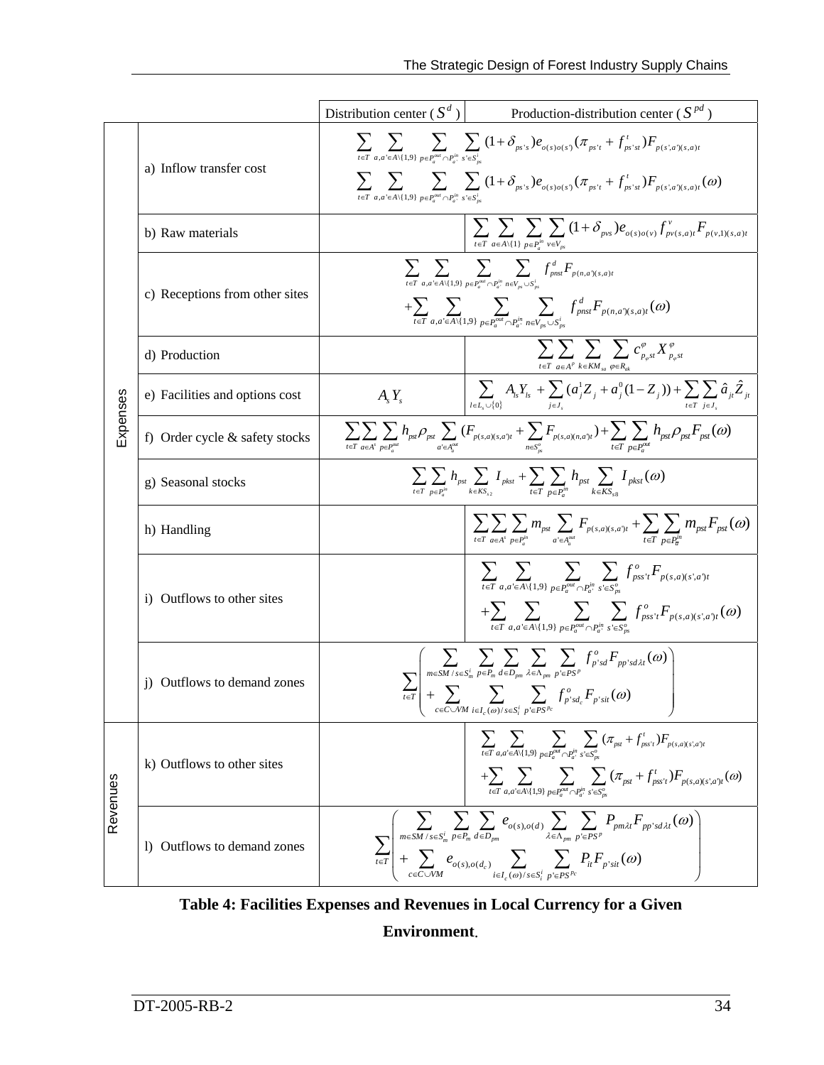| | | Distribution center ($S^d$) | Production-distribution center ($S^{pd}$) |
|---|---|---|---|
| Expenses | a) Inflow transfer cost | $\sum_{t\in T}\sum_{a,a'\in A\setminus\{1,9\}}\sum_{p\in P_a^{out}\cap P_{a'}^{in}}\sum_{s'\in S_{ps}^i}(1+\delta_{ps's})e_{o(s)o(s')}(\pi_{ps't}+f_{ps'st}^t)F_{p(s',a')(s,a)t}$ <br> $\sum_{t\in T}\sum_{a,a'\in A\setminus\{1,9\}}\sum_{p\in P_a^{out}\cap P_{a'}^{in}}\sum_{s'\in S_{ps}^i}(1+\delta_{ps's})e_{o(s)o(s')}(\pi_{ps't}+f_{ps'st}^t)F_{p(s',a')(s,a)t}(\omega)$ | |
| | b) Raw materials | | $\sum_{t\in T}\sum_{a\in A\setminus\{1\}}\sum_{p\in P_a^{in}}\sum_{v\in V_{ps}}(1+\delta_{pvs})e_{o(s)o(v)}f_{pv(s,a)t}^v F_{p(v,1)(s,a)t}$ |
| | c) Receptions from other sites | $\sum_{t\in T}\sum_{a,a'\in A\setminus\{1,9\}}\sum_{p\in P_a^{out}\cap P_{a'}^{in}}\sum_{n\in V_{ps}\cup S_{ps}^i}f_{pnst}^d F_{p(n,a')(s,a)t}$ <br> $+\sum_{t\in T}\sum_{a,a'\in A\setminus\{1,9\}}\sum_{p\in P_a^{out}\cap P_{a'}^{in}}\sum_{n\in V_{ps}\cup S_{ps}^i}f_{pnst}^d F_{p(n,a')(s,a)t}(\omega)$ | |
| | d) Production | | $\sum_{t\in T}\sum_{a\in A^p}\sum_{k\in KM_{sa}}\sum_{\varphi\in R_{ak}}c_{p_\varphi st}^\varphi X_{p_\varphi st}^\varphi$ |
| | e) Facilities and options cost | $A_s Y_s$ | $\sum_{l\in L_s\cup\{0\}}A_{ls}Y_{ls}+\sum_{j\in J_s}(a_j^1 Z_j+a_j^0(1-Z_j))+\sum_{t\in T}\sum_{j\in J_s}\hat{a}_{jt}\hat{Z}_{jt}$ |
| | f) Order cycle & safety stocks | $\sum_{t\in T}\sum_{a\in A^s}\sum_{p\in P_a^{out}}h_{pst}\rho_{pst}\sum_{a'\in A_a^{out}}(F_{p(s,a)(s,a')t}+\sum_{n\in S_{ps}^o}F_{p(s,a)(n,a')t})+\sum_{t\in T}\sum_{p\in P_a^{out}}h_{pst}\rho_{pst}F_{pst}(\omega)$ | |
| | g) Seasonal stocks | $\sum_{t\in T}\sum_{p\in P_a^{in}}h_{pst}\sum_{k\in KS_{s2}}I_{pkst}+\sum_{t\in T}\sum_{p\in P_a^{in}}h_{pst}\sum_{k\in KS_{s8}}I_{pkst}(\omega)$ | |
| | h) Handling | | $\sum_{t\in T}\sum_{a\in A^s}\sum_{p\in P_a^{in}}m_{pst}\sum_{a'\in A_a^{out}}F_{p(s,a)(s,a')t}+\sum_{t\in T}\sum_{p\in P_a^{in}}m_{pst}F_{pst}(\omega)$ |
| | i) Outflows to other sites | | $\sum_{t\in T}\sum_{a,a'\in A\setminus\{1,9\}}\sum_{p\in P_a^{out}\cap P_{a'}^{in}}\sum_{s'\in S_{ps}^o}f_{pss't}^o F_{p(s,a)(s',a')t}$ <br> $+\sum_{t\in T}\sum_{a,a'\in A\setminus\{1,9\}}\sum_{p\in P_a^{out}\cap P_{a'}^{in}}\sum_{s'\in S_{ps}^o}f_{pss't}^o F_{p(s,a)(s',a')t}(\omega)$ |
| | j) Outflows to demand zones | $\sum_{t\in T}\left(\sum_{m\in SM/s\in S_m^i}\sum_{p\in P_m}\sum_{d\in D_{pm}}\sum_{\lambda\in\Lambda_{pm}}\sum_{p'\in PS^p}f_{p'sd}^o F_{pp'sd\lambda t}(\omega)+\sum_{c\in C\cup VM}\sum_{i\in I_c(\omega)/s\in S_i^i}\sum_{p'\in PS^{pc}}f_{p'sd_c}^o F_{p'sit}(\omega)\right)$ | |
| Revenues | k) Outflows to other sites | | $\sum_{t\in T}\sum_{a,a'\in A\setminus\{1,9\}}\sum_{p\in P_a^{out}\cap P_{a'}^{in}}\sum_{s'\in S_{ps}^o}(\pi_{pst}+f_{pss't}^t)F_{p(s,a)(s',a')t}$ <br> $+\sum_{t\in T}\sum_{a,a'\in A\setminus\{1,9\}}\sum_{p\in P_a^{out}\cap P_{a'}^{in}}\sum_{s'\in S_{ps}^o}(\pi_{pst}+f_{pss't}^t)F_{p(s,a)(s',a')t}(\omega)$ |
| | l) Outflows to demand zones | $\sum_{t\in T}\left(\sum_{m\in SM/s\in S_m^i}\sum_{p\in P_m}\sum_{d\in D_{pm}}e_{o(s),o(d)}\sum_{\lambda\in\Lambda_{pm}}\sum_{p'\in PS^p}P_{pm\lambda t}F_{pp'sd\lambda t}(\omega)+\sum_{c\in C\cup VM}e_{o(s),o(d_c)}\sum_{i\in I_c(\omega)/s\in S_i^i}\sum_{p'\in PS^{pc}}P_{it}F_{p'sit}(\omega)\right)$ | |

**Table 4: Facilities Expenses and Revenues in Local Currency for a Given Environment.**